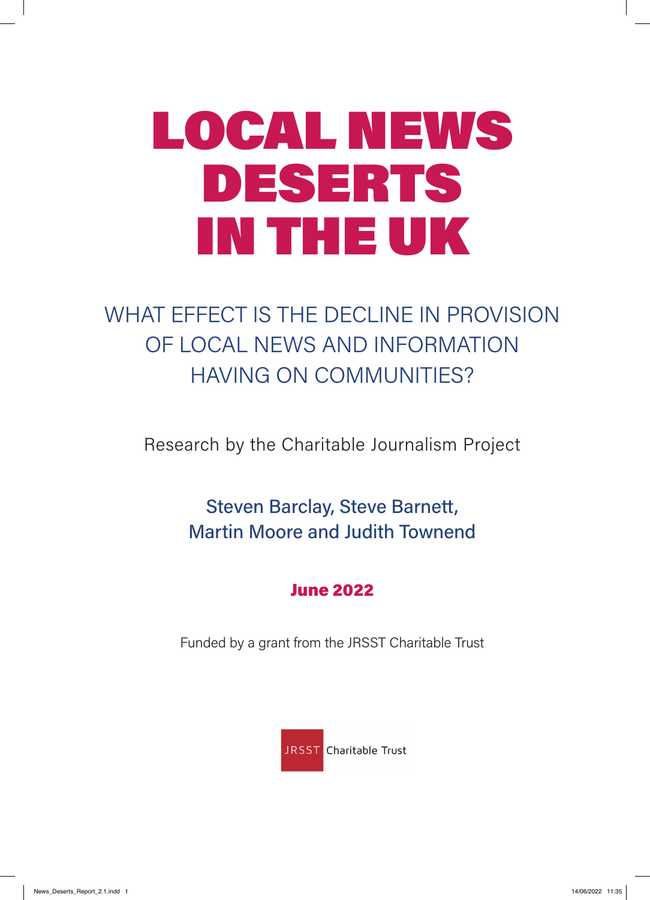# LOCAL NEWS DESERTS IN THE UK

## WHAT EFFECT IS THE DECLINE IN PROVISION OF LOCAL NEWS AND INFORMATION HAVING ON COMMUNITIES?

Research by the Charitable Journalism Project

Steven Barclay, Steve Barnett,
Martin Moore and Judith Townend

**June 2022**

Funded by a grant from the JRSST Charitable Trust

JRSST Charitable Trust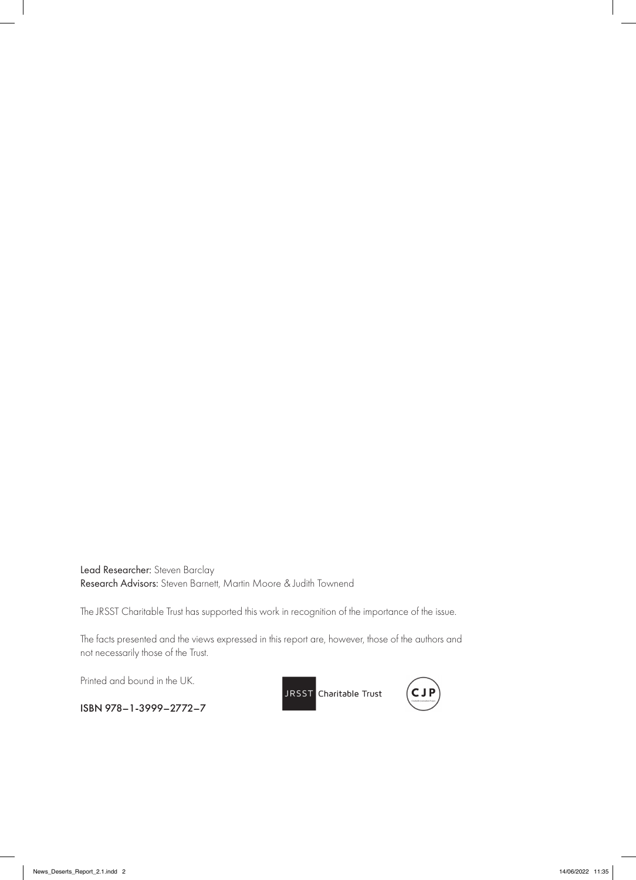**Lead Researcher:** Steven Barclay
**Research Advisors:** Steven Barnett, Martin Moore & Judith Townend

The JRSST Charitable Trust has supported this work in recognition of the importance of the issue.

The facts presented and the views expressed in this report are, however, those of the authors and not necessarily those of the Trust.

Printed and bound in the UK.

ISBN 978–1-3999–2772–7

JRSST Charitable Trust

CJP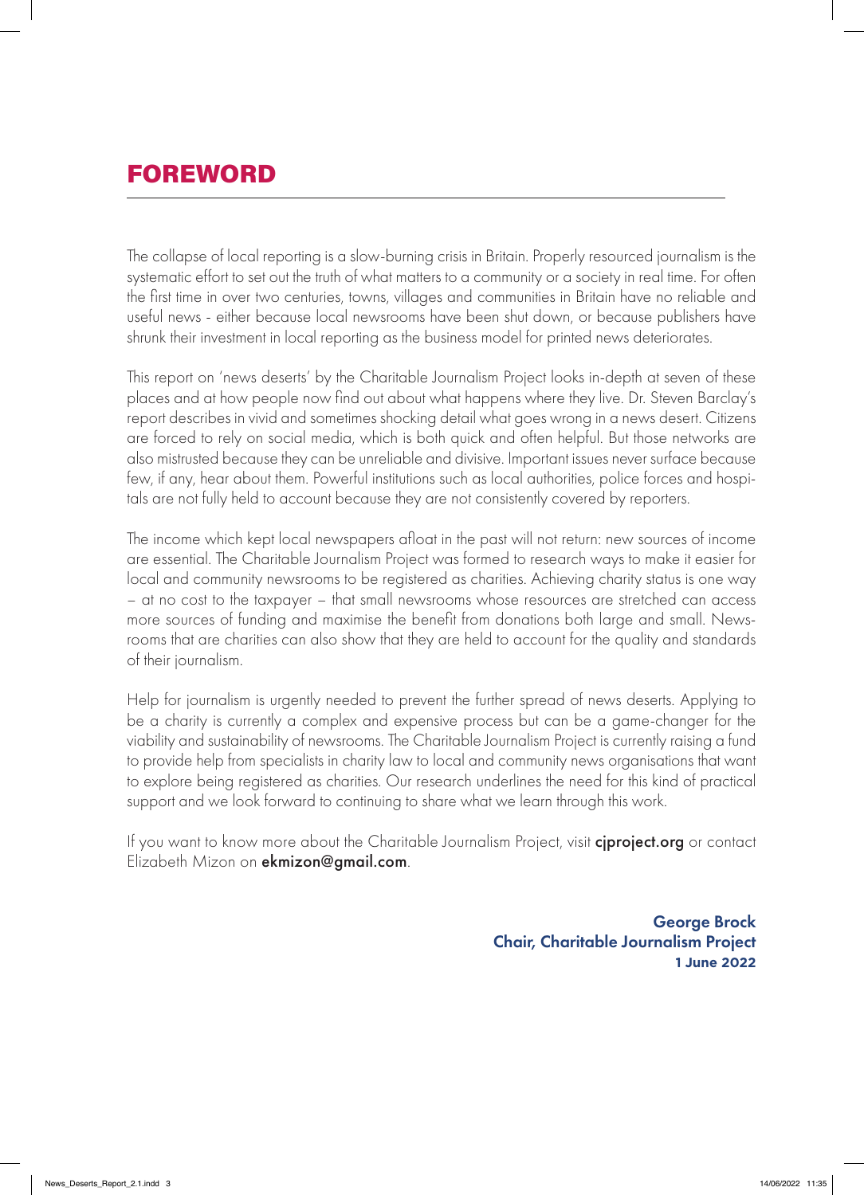# FOREWORD

The collapse of local reporting is a slow-burning crisis in Britain. Properly resourced journalism is the systematic effort to set out the truth of what matters to a community or a society in real time. For often the first time in over two centuries, towns, villages and communities in Britain have no reliable and useful news - either because local newsrooms have been shut down, or because publishers have shrunk their investment in local reporting as the business model for printed news deteriorates.

This report on 'news deserts' by the Charitable Journalism Project looks in-depth at seven of these places and at how people now find out about what happens where they live. Dr. Steven Barclay's report describes in vivid and sometimes shocking detail what goes wrong in a news desert. Citizens are forced to rely on social media, which is both quick and often helpful. But those networks are also mistrusted because they can be unreliable and divisive. Important issues never surface because few, if any, hear about them. Powerful institutions such as local authorities, police forces and hospitals are not fully held to account because they are not consistently covered by reporters.

The income which kept local newspapers afloat in the past will not return: new sources of income are essential. The Charitable Journalism Project was formed to research ways to make it easier for local and community newsrooms to be registered as charities. Achieving charity status is one way – at no cost to the taxpayer – that small newsrooms whose resources are stretched can access more sources of funding and maximise the benefit from donations both large and small. Newsrooms that are charities can also show that they are held to account for the quality and standards of their journalism.

Help for journalism is urgently needed to prevent the further spread of news deserts. Applying to be a charity is currently a complex and expensive process but can be a game-changer for the viability and sustainability of newsrooms. The Charitable Journalism Project is currently raising a fund to provide help from specialists in charity law to local and community news organisations that want to explore being registered as charities. Our research underlines the need for this kind of practical support and we look forward to continuing to share what we learn through this work.

If you want to know more about the Charitable Journalism Project, visit **cjproject.org** or contact Elizabeth Mizon on **ekmizon@gmail.com**.

**George Brock**
**Chair, Charitable Journalism Project**
**1 June 2022**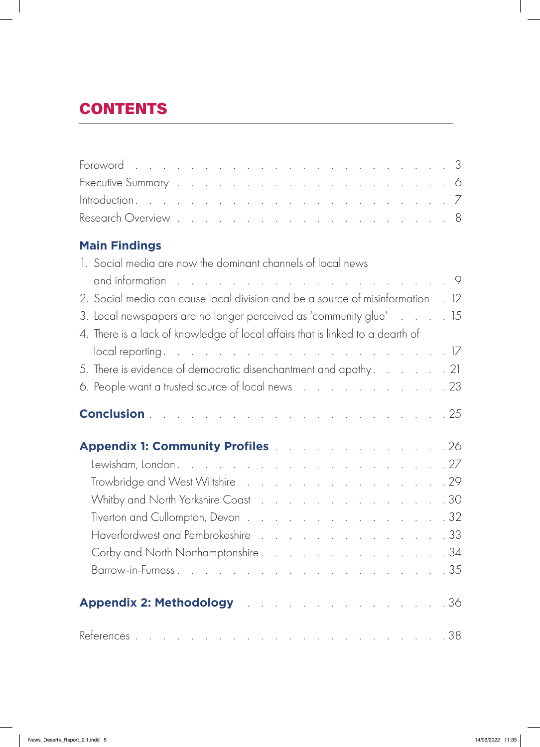# CONTENTS

Foreword . . . . . . . . . . . . . . . . . . . . . . 3
Executive Summary . . . . . . . . . . . . . . . . . . 6
Introduction . . . . . . . . . . . . . . . . . . . . 7
Research Overview . . . . . . . . . . . . . . . . . . 8

## Main Findings

1. Social media are now the dominant channels of local news and information . . . . . . . . . . . . . . . . . . . 9
2. Social media can cause local division and be a source of misinformation . 12
3. Local newspapers are no longer perceived as 'community glue' . . . . 15
4. There is a lack of knowledge of local affairs that is linked to a dearth of local reporting . . . . . . . . . . . . . . . . . . 17
5. There is evidence of democratic disenchantment and apathy . . . . . . 21
6. People want a trusted source of local news . . . . . . . . . . . 23

## Conclusion . . . . . . . . . . . . . . . . . . . . 25

## Appendix 1: Community Profiles . . . . . . . . . . . . . 26

- Lewisham, London . . . . . . . . . . . . . . . . . . 27
- Trowbridge and West Wiltshire . . . . . . . . . . . . . 29
- Whitby and North Yorkshire Coast . . . . . . . . . . . . 30
- Tiverton and Cullompton, Devon . . . . . . . . . . . . 32
- Haverfordwest and Pembrokeshire . . . . . . . . . . . . 33
- Corby and North Northamptonshire . . . . . . . . . . . 34
- Barrow-in-Furness . . . . . . . . . . . . . . . . . . 35

## Appendix 2: Methodology . . . . . . . . . . . . . . . 36

References . . . . . . . . . . . . . . . . . . . . . 38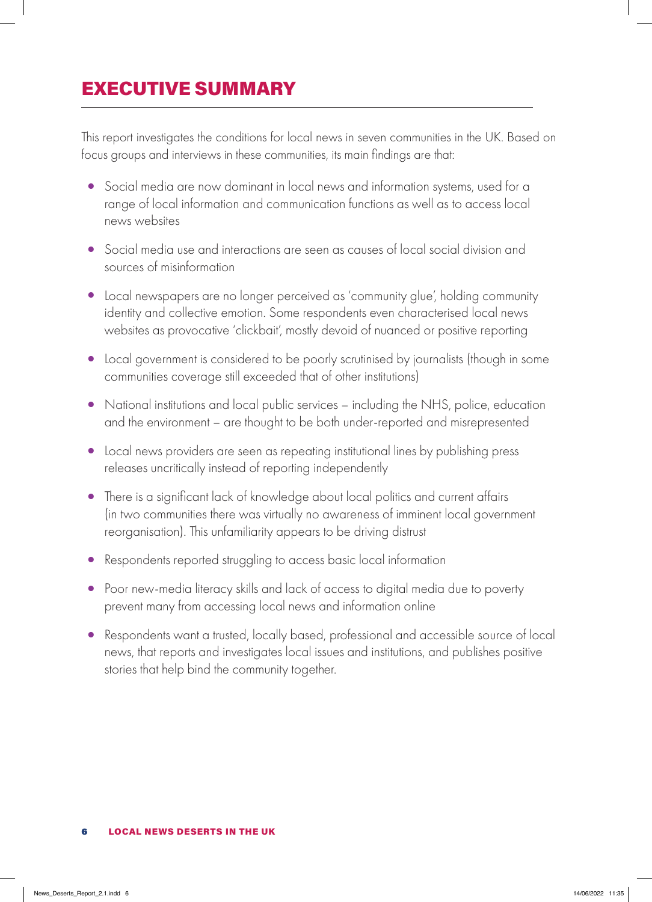# EXECUTIVE SUMMARY

This report investigates the conditions for local news in seven communities in the UK. Based on focus groups and interviews in these communities, its main findings are that:

- Social media are now dominant in local news and information systems, used for a range of local information and communication functions as well as to access local news websites
- Social media use and interactions are seen as causes of local social division and sources of misinformation
- Local newspapers are no longer perceived as 'community glue', holding community identity and collective emotion. Some respondents even characterised local news websites as provocative 'clickbait', mostly devoid of nuanced or positive reporting
- Local government is considered to be poorly scrutinised by journalists (though in some communities coverage still exceeded that of other institutions)
- National institutions and local public services – including the NHS, police, education and the environment – are thought to be both under-reported and misrepresented
- Local news providers are seen as repeating institutional lines by publishing press releases uncritically instead of reporting independently
- There is a significant lack of knowledge about local politics and current affairs (in two communities there was virtually no awareness of imminent local government reorganisation). This unfamiliarity appears to be driving distrust
- Respondents reported struggling to access basic local information
- Poor new-media literacy skills and lack of access to digital media due to poverty prevent many from accessing local news and information online
- Respondents want a trusted, locally based, professional and accessible source of local news, that reports and investigates local issues and institutions, and publishes positive stories that help bind the community together.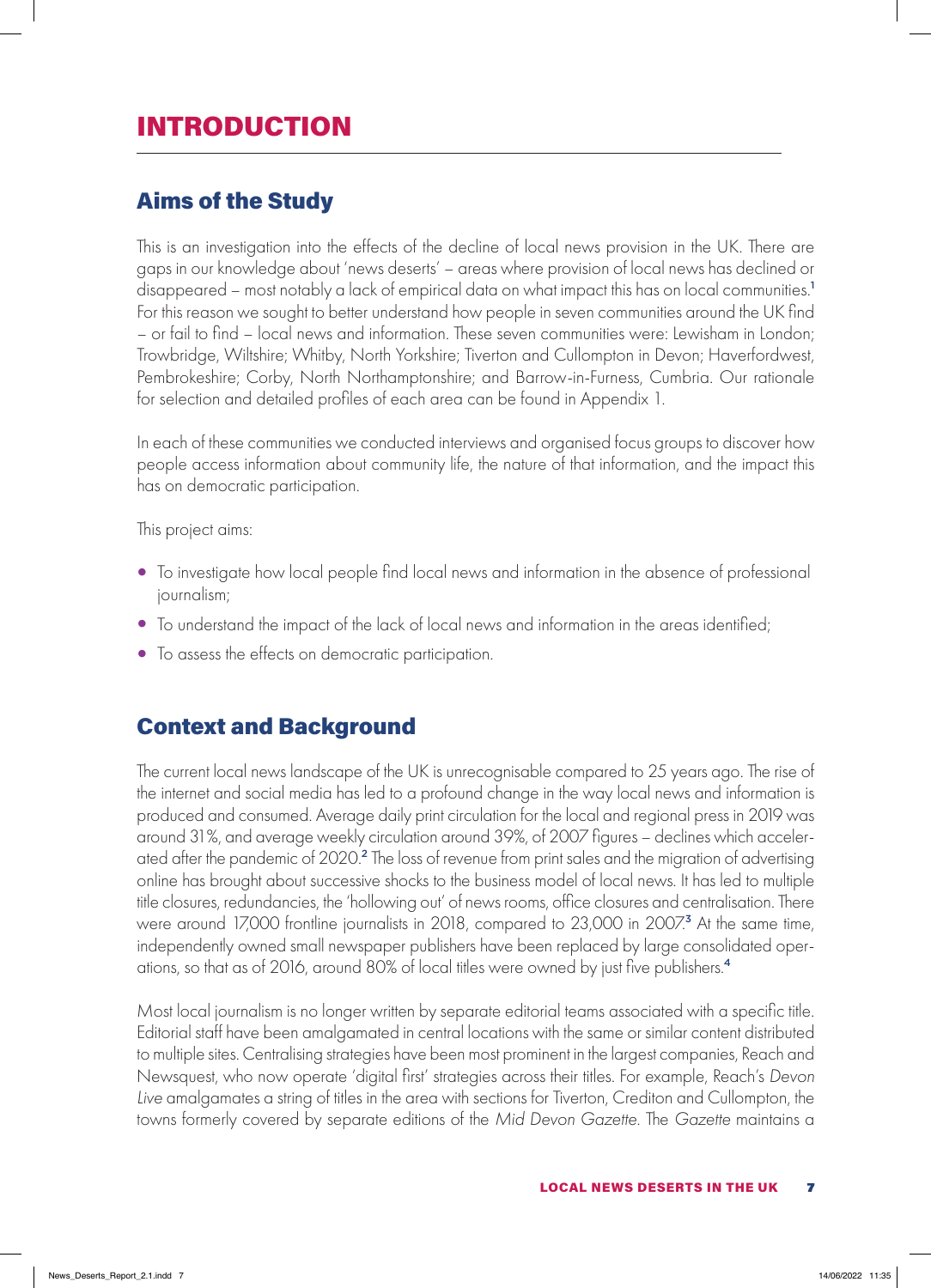# INTRODUCTION

## Aims of the Study

This is an investigation into the effects of the decline of local news provision in the UK. There are gaps in our knowledge about 'news deserts' – areas where provision of local news has declined or disappeared – most notably a lack of empirical data on what impact this has on local communities.[1] For this reason we sought to better understand how people in seven communities around the UK find – or fail to find – local news and information. These seven communities were: Lewisham in London; Trowbridge, Wiltshire; Whitby, North Yorkshire; Tiverton and Cullompton in Devon; Haverfordwest, Pembrokeshire; Corby, North Northamptonshire; and Barrow-in-Furness, Cumbria. Our rationale for selection and detailed profiles of each area can be found in Appendix 1.

In each of these communities we conducted interviews and organised focus groups to discover how people access information about community life, the nature of that information, and the impact this has on democratic participation.

This project aims:

- To investigate how local people find local news and information in the absence of professional journalism;
- To understand the impact of the lack of local news and information in the areas identified;
- To assess the effects on democratic participation.

## Context and Background

The current local news landscape of the UK is unrecognisable compared to 25 years ago. The rise of the internet and social media has led to a profound change in the way local news and information is produced and consumed. Average daily print circulation for the local and regional press in 2019 was around 31%, and average weekly circulation around 39%, of 2007 figures – declines which accelerated after the pandemic of 2020.[2] The loss of revenue from print sales and the migration of advertising online has brought about successive shocks to the business model of local news. It has led to multiple title closures, redundancies, the 'hollowing out' of news rooms, office closures and centralisation. There were around 17,000 frontline journalists in 2018, compared to 23,000 in 2007.[3] At the same time, independently owned small newspaper publishers have been replaced by large consolidated operations, so that as of 2016, around 80% of local titles were owned by just five publishers.[4]

Most local journalism is no longer written by separate editorial teams associated with a specific title. Editorial staff have been amalgamated in central locations with the same or similar content distributed to multiple sites. Centralising strategies have been most prominent in the largest companies, Reach and Newsquest, who now operate 'digital first' strategies across their titles. For example, Reach's *Devon Live* amalgamates a string of titles in the area with sections for Tiverton, Crediton and Cullompton, the towns formerly covered by separate editions of the *Mid Devon Gazette*. The *Gazette* maintains a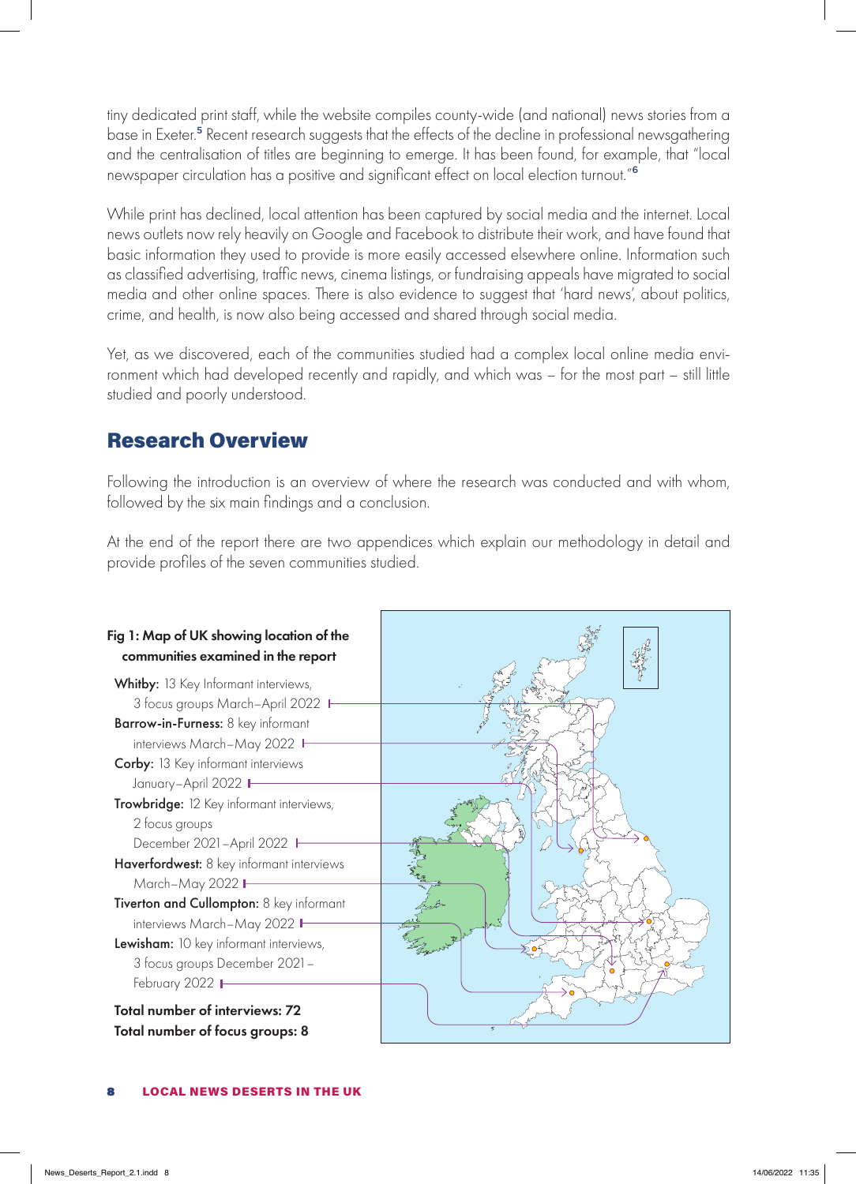tiny dedicated print staff, while the website compiles county-wide (and national) news stories from a base in Exeter.[5] Recent research suggests that the effects of the decline in professional newsgathering and the centralisation of titles are beginning to emerge. It has been found, for example, that "local newspaper circulation has a positive and significant effect on local election turnout."[6]

While print has declined, local attention has been captured by social media and the internet. Local news outlets now rely heavily on Google and Facebook to distribute their work, and have found that basic information they used to provide is more easily accessed elsewhere online. Information such as classified advertising, traffic news, cinema listings, or fundraising appeals have migrated to social media and other online spaces. There is also evidence to suggest that 'hard news', about politics, crime, and health, is now also being accessed and shared through social media.

Yet, as we discovered, each of the communities studied had a complex local online media environment which had developed recently and rapidly, and which was – for the most part – still little studied and poorly understood.

## Research Overview

Following the introduction is an overview of where the research was conducted and with whom, followed by the six main findings and a conclusion.

At the end of the report there are two appendices which explain our methodology in detail and provide profiles of the seven communities studied.

**Fig 1: Map of UK showing location of the communities examined in the report**

**Whitby:** 13 Key Informant interviews, 3 focus groups March–April 2022

**Barrow-in-Furness:** 8 key informant interviews March–May 2022

**Corby:** 13 Key informant interviews January–April 2022

**Trowbridge:** 12 Key informant interviews, 2 focus groups December 2021–April 2022

**Haverfordwest:** 8 key informant interviews March–May 2022

**Tiverton and Cullompton:** 8 key informant interviews March–May 2022

**Lewisham:** 10 key informant interviews, 3 focus groups December 2021–February 2022

**Total number of interviews: 72**

**Total number of focus groups: 8**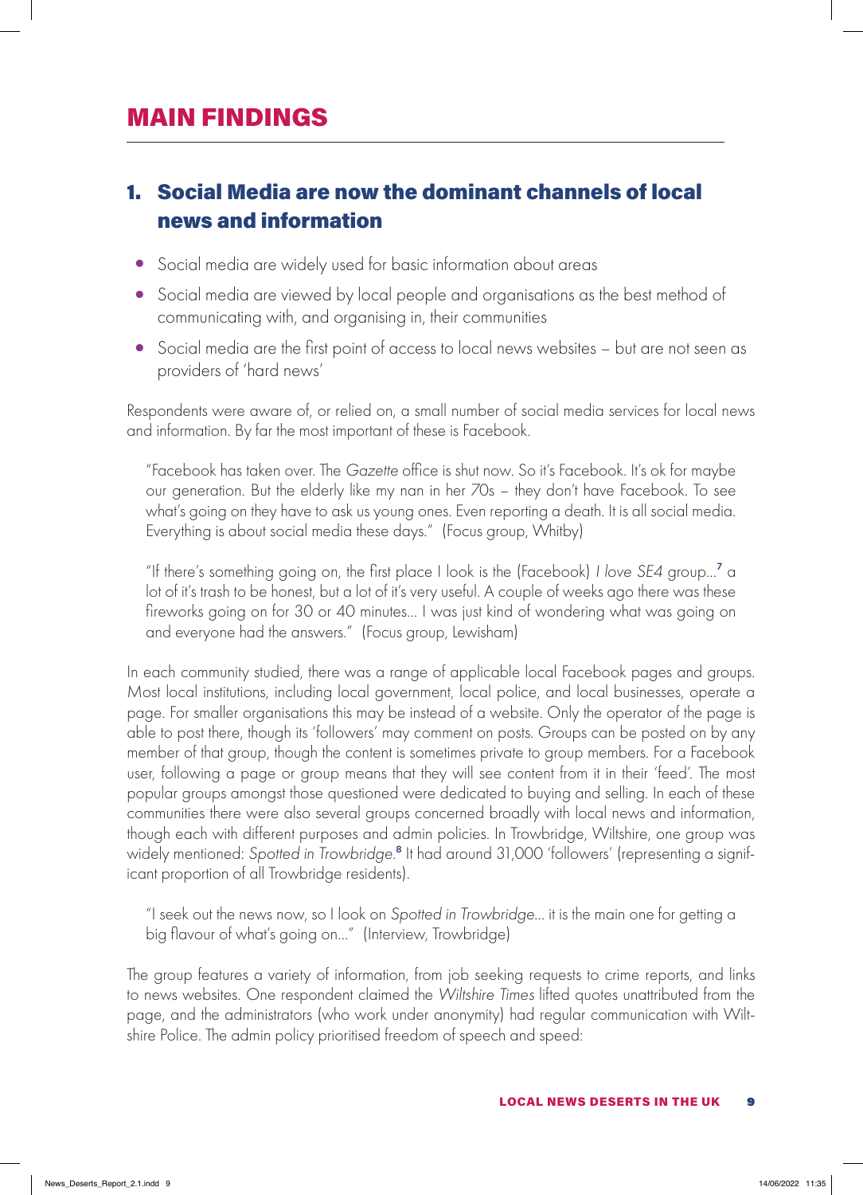# MAIN FINDINGS

## 1. Social Media are now the dominant channels of local news and information

- Social media are widely used for basic information about areas
- Social media are viewed by local people and organisations as the best method of communicating with, and organising in, their communities
- Social media are the first point of access to local news websites – but are not seen as providers of 'hard news'

Respondents were aware of, or relied on, a small number of social media services for local news and information. By far the most important of these is Facebook.

> "Facebook has taken over. The *Gazette* office is shut now. So it's Facebook. It's ok for maybe our generation. But the elderly like my nan in her 70s – they don't have Facebook. To see what's going on they have to ask us young ones. Even reporting a death. It is all social media. Everything is about social media these days." (Focus group, Whitby)

> "If there's something going on, the first place I look is the (Facebook) *I love SE4* group...[7] a lot of it's trash to be honest, but a lot of it's very useful. A couple of weeks ago there was these fireworks going on for 30 or 40 minutes... I was just kind of wondering what was going on and everyone had the answers." (Focus group, Lewisham)

In each community studied, there was a range of applicable local Facebook pages and groups. Most local institutions, including local government, local police, and local businesses, operate a page. For smaller organisations this may be instead of a website. Only the operator of the page is able to post there, though its 'followers' may comment on posts. Groups can be posted on by any member of that group, though the content is sometimes private to group members. For a Facebook user, following a page or group means that they will see content from it in their 'feed'. The most popular groups amongst those questioned were dedicated to buying and selling. In each of these communities there were also several groups concerned broadly with local news and information, though each with different purposes and admin policies. In Trowbridge, Wiltshire, one group was widely mentioned: *Spotted in Trowbridge*.[8] It had around 31,000 'followers' (representing a significant proportion of all Trowbridge residents).

> "I seek out the news now, so I look on *Spotted in Trowbridge*... it is the main one for getting a big flavour of what's going on..." (Interview, Trowbridge)

The group features a variety of information, from job seeking requests to crime reports, and links to news websites. One respondent claimed the *Wiltshire Times* lifted quotes unattributed from the page, and the administrators (who work under anonymity) had regular communication with Wiltshire Police. The admin policy prioritised freedom of speech and speed: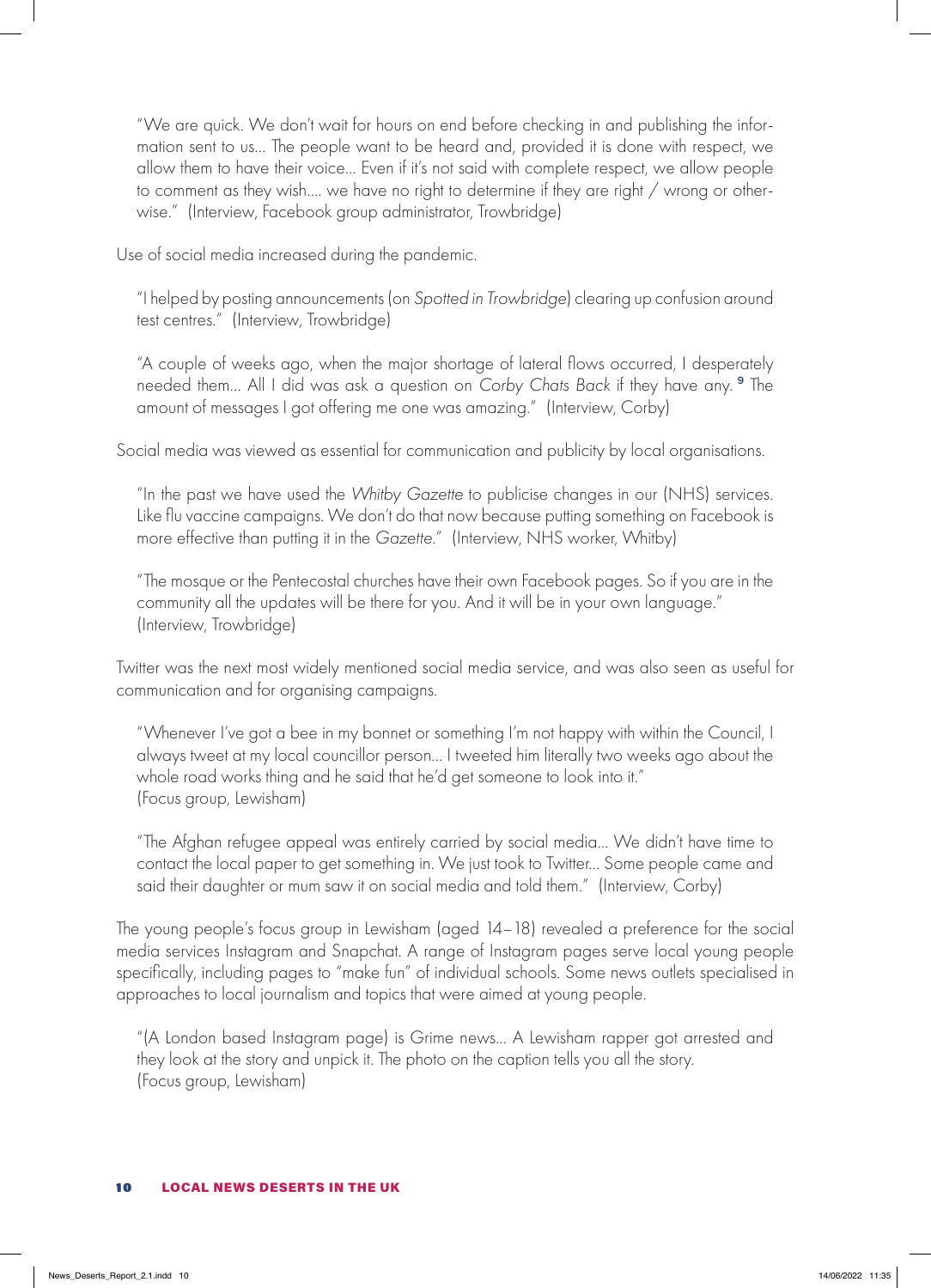"We are quick. We don't wait for hours on end before checking in and publishing the information sent to us... The people want to be heard and, provided it is done with respect, we allow them to have their voice... Even if it's not said with complete respect, we allow people to comment as they wish.... we have no right to determine if they are right / wrong or otherwise." (Interview, Facebook group administrator, Trowbridge)

Use of social media increased during the pandemic.

"I helped by posting announcements (on *Spotted in Trowbridge*) clearing up confusion around test centres." (Interview, Trowbridge)

"A couple of weeks ago, when the major shortage of lateral flows occurred, I desperately needed them... All I did was ask a question on *Corby Chats Back* if they have any.[9] The amount of messages I got offering me one was amazing." (Interview, Corby)

Social media was viewed as essential for communication and publicity by local organisations.

"In the past we have used the *Whitby Gazette* to publicise changes in our (NHS) services. Like flu vaccine campaigns. We don't do that now because putting something on Facebook is more effective than putting it in the *Gazette*." (Interview, NHS worker, Whitby)

"The mosque or the Pentecostal churches have their own Facebook pages. So if you are in the community all the updates will be there for you. And it will be in your own language." (Interview, Trowbridge)

Twitter was the next most widely mentioned social media service, and was also seen as useful for communication and for organising campaigns.

"Whenever I've got a bee in my bonnet or something I'm not happy with within the Council, I always tweet at my local councillor person... I tweeted him literally two weeks ago about the whole road works thing and he said that he'd get someone to look into it." (Focus group, Lewisham)

"The Afghan refugee appeal was entirely carried by social media... We didn't have time to contact the local paper to get something in. We just took to Twitter... Some people came and said their daughter or mum saw it on social media and told them." (Interview, Corby)

The young people's focus group in Lewisham (aged 14–18) revealed a preference for the social media services Instagram and Snapchat. A range of Instagram pages serve local young people specifically, including pages to "make fun" of individual schools. Some news outlets specialised in approaches to local journalism and topics that were aimed at young people.

"(A London based Instagram page) is Grime news... A Lewisham rapper got arrested and they look at the story and unpick it. The photo on the caption tells you all the story. (Focus group, Lewisham)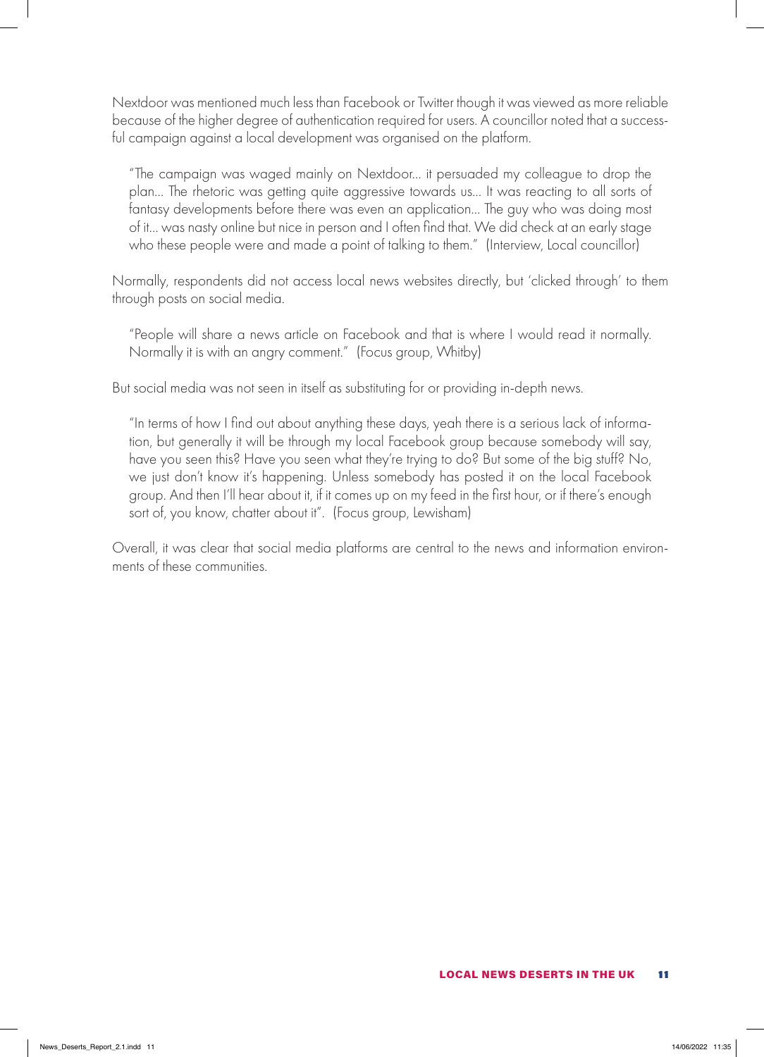Nextdoor was mentioned much less than Facebook or Twitter though it was viewed as more reliable because of the higher degree of authentication required for users. A councillor noted that a successful campaign against a local development was organised on the platform.

> "The campaign was waged mainly on Nextdoor… it persuaded my colleague to drop the plan… The rhetoric was getting quite aggressive towards us… It was reacting to all sorts of fantasy developments before there was even an application… The guy who was doing most of it… was nasty online but nice in person and I often find that. We did check at an early stage who these people were and made a point of talking to them." (Interview, Local councillor)

Normally, respondents did not access local news websites directly, but 'clicked through' to them through posts on social media.

> "People will share a news article on Facebook and that is where I would read it normally. Normally it is with an angry comment." (Focus group, Whitby)

But social media was not seen in itself as substituting for or providing in-depth news.

> "In terms of how I find out about anything these days, yeah there is a serious lack of information, but generally it will be through my local Facebook group because somebody will say, have you seen this? Have you seen what they're trying to do? But some of the big stuff? No, we just don't know it's happening. Unless somebody has posted it on the local Facebook group. And then I'll hear about it, if it comes up on my feed in the first hour, or if there's enough sort of, you know, chatter about it". (Focus group, Lewisham)

Overall, it was clear that social media platforms are central to the news and information environments of these communities.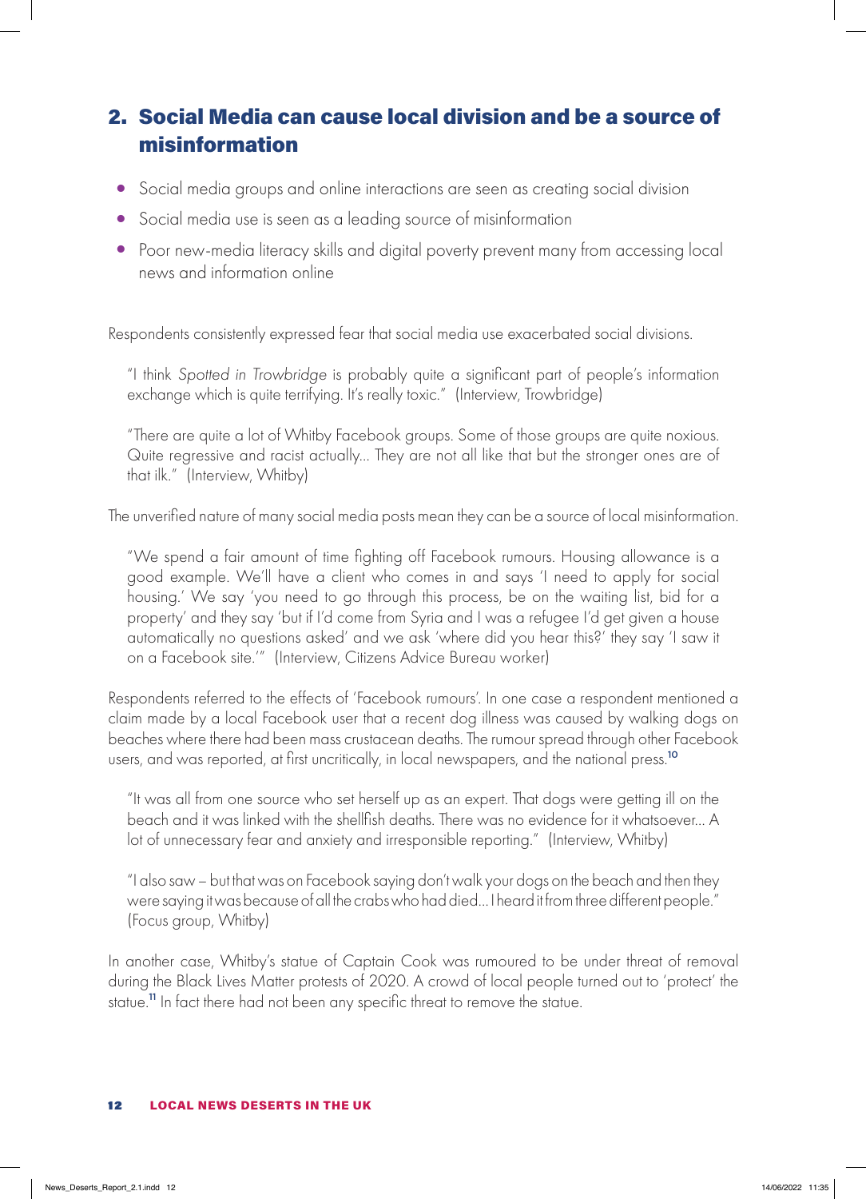## 2. Social Media can cause local division and be a source of misinformation

- Social media groups and online interactions are seen as creating social division
- Social media use is seen as a leading source of misinformation
- Poor new-media literacy skills and digital poverty prevent many from accessing local news and information online

Respondents consistently expressed fear that social media use exacerbated social divisions.

> "I think *Spotted in Trowbridge* is probably quite a significant part of people's information exchange which is quite terrifying. It's really toxic." (Interview, Trowbridge)

> "There are quite a lot of Whitby Facebook groups. Some of those groups are quite noxious. Quite regressive and racist actually… They are not all like that but the stronger ones are of that ilk." (Interview, Whitby)

The unverified nature of many social media posts mean they can be a source of local misinformation.

> "We spend a fair amount of time fighting off Facebook rumours. Housing allowance is a good example. We'll have a client who comes in and says 'I need to apply for social housing.' We say 'you need to go through this process, be on the waiting list, bid for a property' and they say 'but if I'd come from Syria and I was a refugee I'd get given a house automatically no questions asked' and we ask 'where did you hear this?' they say 'I saw it on a Facebook site.'" (Interview, Citizens Advice Bureau worker)

Respondents referred to the effects of 'Facebook rumours'. In one case a respondent mentioned a claim made by a local Facebook user that a recent dog illness was caused by walking dogs on beaches where there had been mass crustacean deaths. The rumour spread through other Facebook users, and was reported, at first uncritically, in local newspapers, and the national press.[10]

> "It was all from one source who set herself up as an expert. That dogs were getting ill on the beach and it was linked with the shellfish deaths. There was no evidence for it whatsoever… A lot of unnecessary fear and anxiety and irresponsible reporting." (Interview, Whitby)

> "I also saw – but that was on Facebook saying don't walk your dogs on the beach and then they were saying it was because of all the crabs who had died… I heard it from three different people." (Focus group, Whitby)

In another case, Whitby's statue of Captain Cook was rumoured to be under threat of removal during the Black Lives Matter protests of 2020. A crowd of local people turned out to 'protect' the statue.[11] In fact there had not been any specific threat to remove the statue.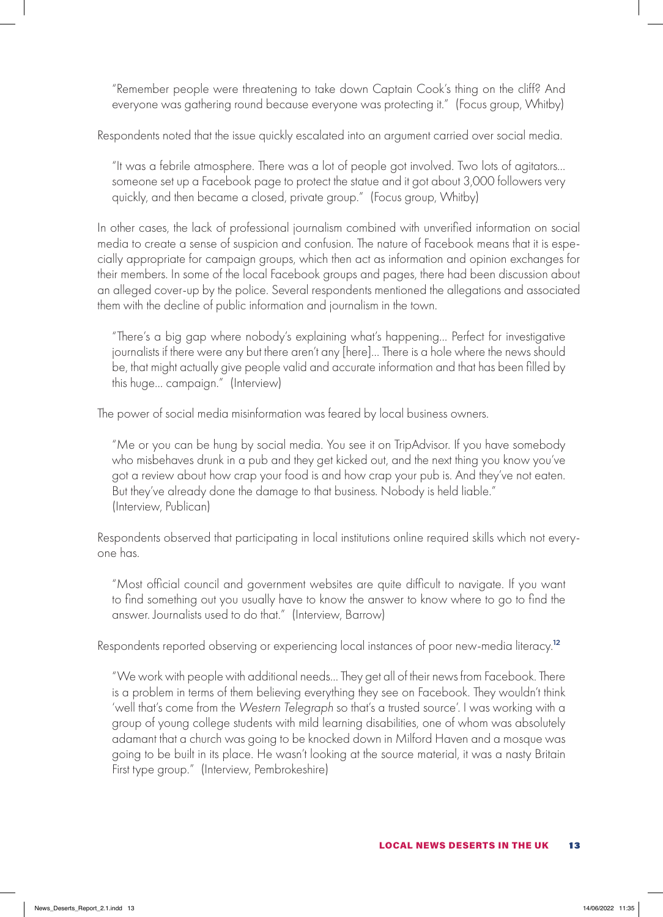> "Remember people were threatening to take down Captain Cook's thing on the cliff? And everyone was gathering round because everyone was protecting it." (Focus group, Whitby)

Respondents noted that the issue quickly escalated into an argument carried over social media.

> "It was a febrile atmosphere. There was a lot of people got involved. Two lots of agitators... someone set up a Facebook page to protect the statue and it got about 3,000 followers very quickly, and then became a closed, private group." (Focus group, Whitby)

In other cases, the lack of professional journalism combined with unverified information on social media to create a sense of suspicion and confusion. The nature of Facebook means that it is especially appropriate for campaign groups, which then act as information and opinion exchanges for their members. In some of the local Facebook groups and pages, there had been discussion about an alleged cover-up by the police. Several respondents mentioned the allegations and associated them with the decline of public information and journalism in the town.

> "There's a big gap where nobody's explaining what's happening... Perfect for investigative journalists if there were any but there aren't any [here]... There is a hole where the news should be, that might actually give people valid and accurate information and that has been filled by this huge... campaign." (Interview)

The power of social media misinformation was feared by local business owners.

> "Me or you can be hung by social media. You see it on TripAdvisor. If you have somebody who misbehaves drunk in a pub and they get kicked out, and the next thing you know you've got a review about how crap your food is and how crap your pub is. And they've not eaten. But they've already done the damage to that business. Nobody is held liable." (Interview, Publican)

Respondents observed that participating in local institutions online required skills which not everyone has.

> "Most official council and government websites are quite difficult to navigate. If you want to find something out you usually have to know the answer to know where to go to find the answer. Journalists used to do that." (Interview, Barrow)

Respondents reported observing or experiencing local instances of poor new-media literacy.[12]

> "We work with people with additional needs... They get all of their news from Facebook. There is a problem in terms of them believing everything they see on Facebook. They wouldn't think 'well that's come from the *Western Telegraph* so that's a trusted source'. I was working with a group of young college students with mild learning disabilities, one of whom was absolutely adamant that a church was going to be knocked down in Milford Haven and a mosque was going to be built in its place. He wasn't looking at the source material, it was a nasty Britain First type group." (Interview, Pembrokeshire)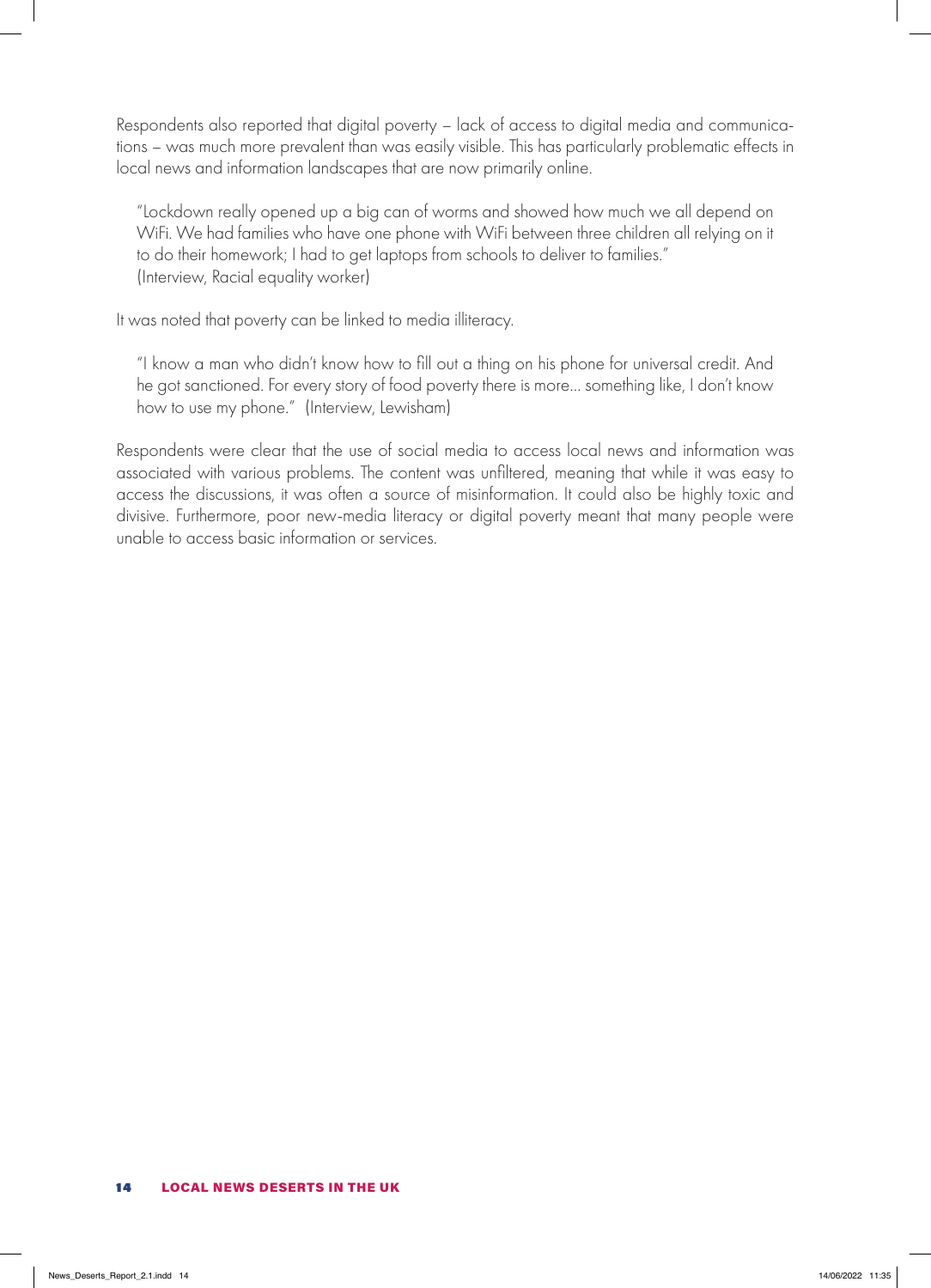Respondents also reported that digital poverty – lack of access to digital media and communications – was much more prevalent than was easily visible. This has particularly problematic effects in local news and information landscapes that are now primarily online.

> "Lockdown really opened up a big can of worms and showed how much we all depend on WiFi. We had families who have one phone with WiFi between three children all relying on it to do their homework; I had to get laptops from schools to deliver to families."
> (Interview, Racial equality worker)

It was noted that poverty can be linked to media illiteracy.

> "I know a man who didn't know how to fill out a thing on his phone for universal credit. And he got sanctioned. For every story of food poverty there is more... something like, I don't know how to use my phone." (Interview, Lewisham)

Respondents were clear that the use of social media to access local news and information was associated with various problems. The content was unfiltered, meaning that while it was easy to access the discussions, it was often a source of misinformation. It could also be highly toxic and divisive. Furthermore, poor new-media literacy or digital poverty meant that many people were unable to access basic information or services.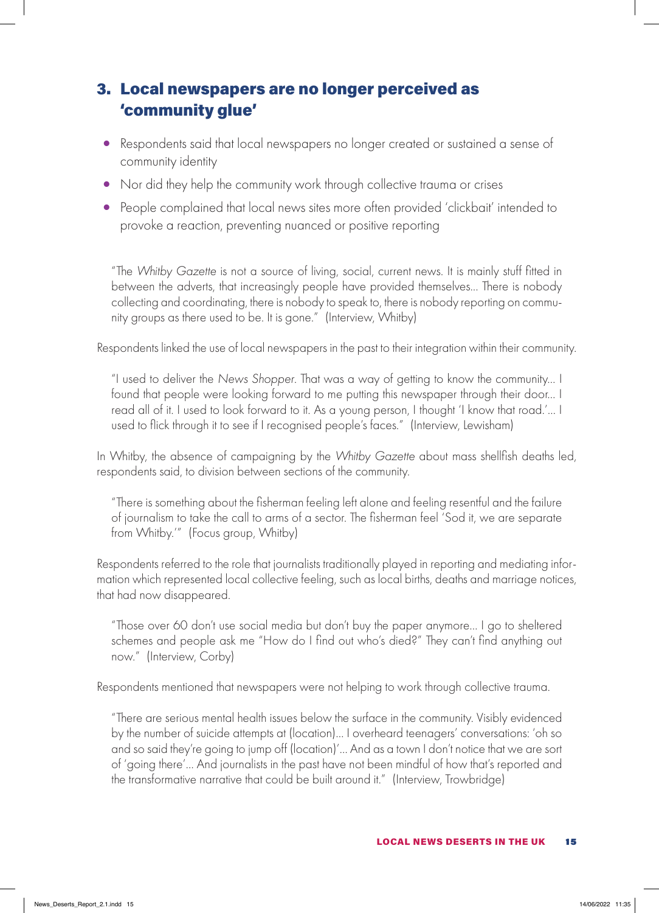## 3. Local newspapers are no longer perceived as 'community glue'

- Respondents said that local newspapers no longer created or sustained a sense of community identity
- Nor did they help the community work through collective trauma or crises
- People complained that local news sites more often provided 'clickbait' intended to provoke a reaction, preventing nuanced or positive reporting

> "The *Whitby Gazette* is not a source of living, social, current news. It is mainly stuff fitted in between the adverts, that increasingly people have provided themselves... There is nobody collecting and coordinating, there is nobody to speak to, there is nobody reporting on community groups as there used to be. It is gone." (Interview, Whitby)

Respondents linked the use of local newspapers in the past to their integration within their community.

> "I used to deliver the *News Shopper*. That was a way of getting to know the community... I found that people were looking forward to me putting this newspaper through their door... I read all of it. I used to look forward to it. As a young person, I thought 'I know that road.'... I used to flick through it to see if I recognised people's faces." (Interview, Lewisham)

In Whitby, the absence of campaigning by the *Whitby Gazette* about mass shellfish deaths led, respondents said, to division between sections of the community.

> "There is something about the fisherman feeling left alone and feeling resentful and the failure of journalism to take the call to arms of a sector. The fisherman feel 'Sod it, we are separate from Whitby.'" (Focus group, Whitby)

Respondents referred to the role that journalists traditionally played in reporting and mediating information which represented local collective feeling, such as local births, deaths and marriage notices, that had now disappeared.

> "Those over 60 don't use social media but don't buy the paper anymore... I go to sheltered schemes and people ask me "How do I find out who's died?" They can't find anything out now." (Interview, Corby)

Respondents mentioned that newspapers were not helping to work through collective trauma.

> "There are serious mental health issues below the surface in the community. Visibly evidenced by the number of suicide attempts at (location)... I overheard teenagers' conversations: 'oh so and so said they're going to jump off (location)'... And as a town I don't notice that we are sort of 'going there'... And journalists in the past have not been mindful of how that's reported and the transformative narrative that could be built around it." (Interview, Trowbridge)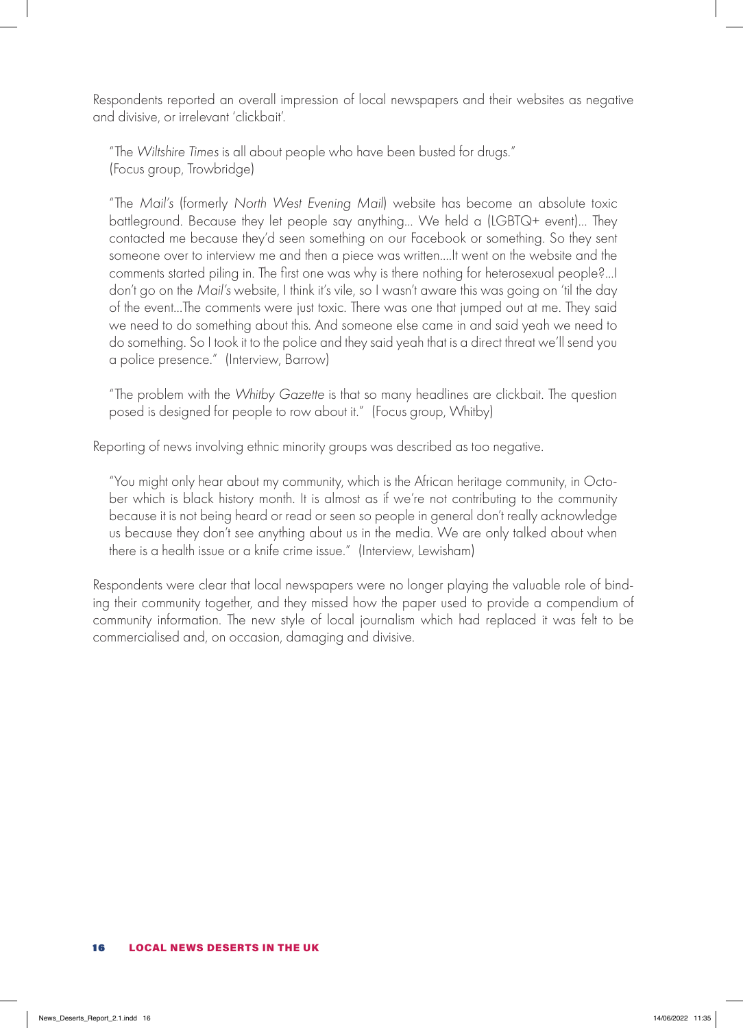Respondents reported an overall impression of local newspapers and their websites as negative and divisive, or irrelevant 'clickbait'.

> "The *Wiltshire Times* is all about people who have been busted for drugs." (Focus group, Trowbridge)

> "The *Mail's* (formerly *North West Evening Mail*) website has become an absolute toxic battleground. Because they let people say anything... We held a (LGBTQ+ event)... They contacted me because they'd seen something on our Facebook or something. So they sent someone over to interview me and then a piece was written....It went on the website and the comments started piling in. The first one was why is there nothing for heterosexual people?...I don't go on the *Mail's* website, I think it's vile, so I wasn't aware this was going on 'til the day of the event...The comments were just toxic. There was one that jumped out at me. They said we need to do something about this. And someone else came in and said yeah we need to do something. So I took it to the police and they said yeah that is a direct threat we'll send you a police presence." (Interview, Barrow)

> "The problem with the *Whitby Gazette* is that so many headlines are clickbait. The question posed is designed for people to row about it." (Focus group, Whitby)

Reporting of news involving ethnic minority groups was described as too negative.

> "You might only hear about my community, which is the African heritage community, in October which is black history month. It is almost as if we're not contributing to the community because it is not being heard or read or seen so people in general don't really acknowledge us because they don't see anything about us in the media. We are only talked about when there is a health issue or a knife crime issue." (Interview, Lewisham)

Respondents were clear that local newspapers were no longer playing the valuable role of binding their community together, and they missed how the paper used to provide a compendium of community information. The new style of local journalism which had replaced it was felt to be commercialised and, on occasion, damaging and divisive.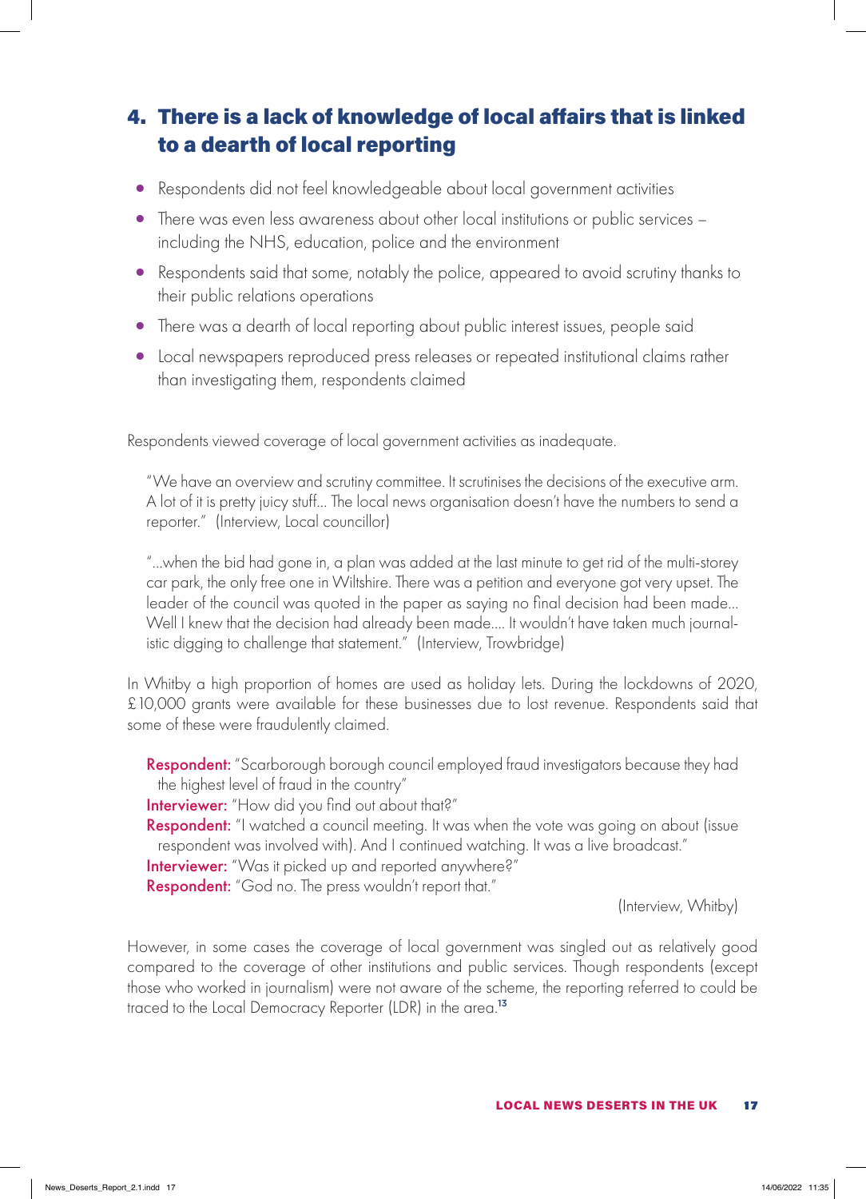## 4. There is a lack of knowledge of local affairs that is linked to a dearth of local reporting

- Respondents did not feel knowledgeable about local government activities
- There was even less awareness about other local institutions or public services – including the NHS, education, police and the environment
- Respondents said that some, notably the police, appeared to avoid scrutiny thanks to their public relations operations
- There was a dearth of local reporting about public interest issues, people said
- Local newspapers reproduced press releases or repeated institutional claims rather than investigating them, respondents claimed

Respondents viewed coverage of local government activities as inadequate.

> "We have an overview and scrutiny committee. It scrutinises the decisions of the executive arm. A lot of it is pretty juicy stuff... The local news organisation doesn't have the numbers to send a reporter." (Interview, Local councillor)

> "...when the bid had gone in, a plan was added at the last minute to get rid of the multi-storey car park, the only free one in Wiltshire. There was a petition and everyone got very upset. The leader of the council was quoted in the paper as saying no final decision had been made... Well I knew that the decision had already been made.... It wouldn't have taken much journalistic digging to challenge that statement." (Interview, Trowbridge)

In Whitby a high proportion of homes are used as holiday lets. During the lockdowns of 2020, £10,000 grants were available for these businesses due to lost revenue. Respondents said that some of these were fraudulently claimed.

> **Respondent:** "Scarborough borough council employed fraud investigators because they had the highest level of fraud in the country"
> **Interviewer:** "How did you find out about that?"
> **Respondent:** "I watched a council meeting. It was when the vote was going on about (issue respondent was involved with). And I continued watching. It was a live broadcast."
> **Interviewer:** "Was it picked up and reported anywhere?"
> **Respondent:** "God no. The press wouldn't report that."
>
> (Interview, Whitby)

However, in some cases the coverage of local government was singled out as relatively good compared to the coverage of other institutions and public services. Though respondents (except those who worked in journalism) were not aware of the scheme, the reporting referred to could be traced to the Local Democracy Reporter (LDR) in the area.[13]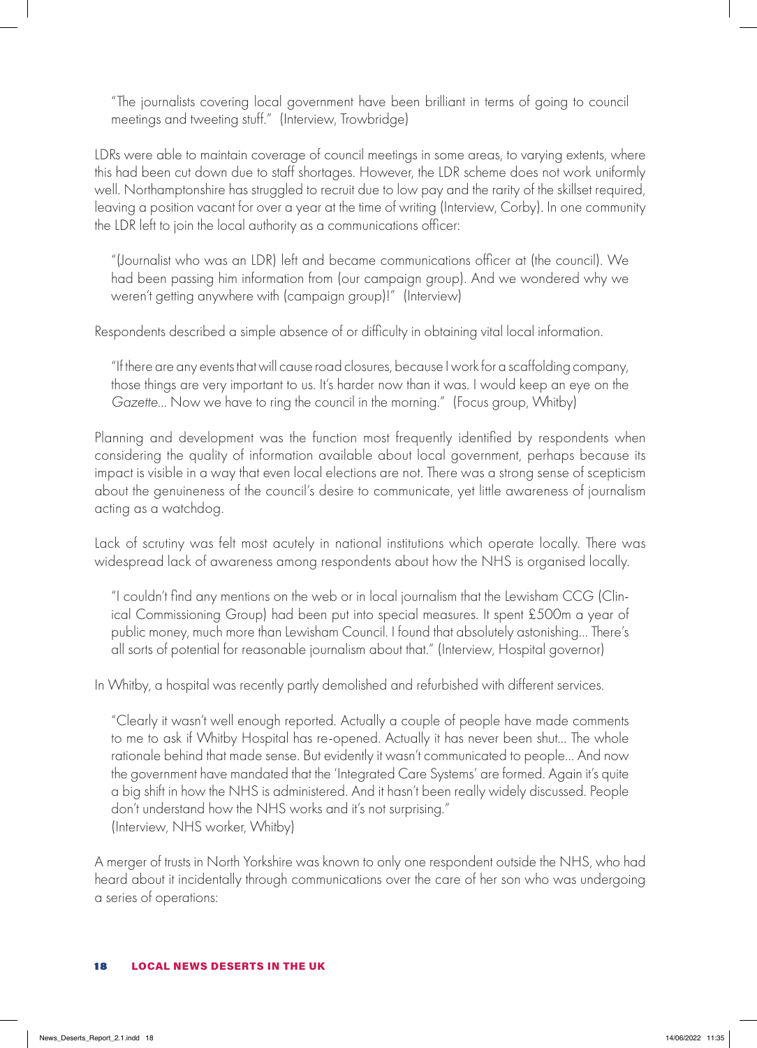"The journalists covering local government have been brilliant in terms of going to council meetings and tweeting stuff." (Interview, Trowbridge)

LDRs were able to maintain coverage of council meetings in some areas, to varying extents, where this had been cut down due to staff shortages. However, the LDR scheme does not work uniformly well. Northamptonshire has struggled to recruit due to low pay and the rarity of the skillset required, leaving a position vacant for over a year at the time of writing (Interview, Corby). In one community the LDR left to join the local authority as a communications officer:

"(Journalist who was an LDR) left and became communications officer at (the council). We had been passing him information from (our campaign group). And we wondered why we weren't getting anywhere with (campaign group)!" (Interview)

Respondents described a simple absence of or difficulty in obtaining vital local information.

"If there are any events that will cause road closures, because I work for a scaffolding company, those things are very important to us. It's harder now than it was. I would keep an eye on the *Gazette*... Now we have to ring the council in the morning." (Focus group, Whitby)

Planning and development was the function most frequently identified by respondents when considering the quality of information available about local government, perhaps because its impact is visible in a way that even local elections are not. There was a strong sense of scepticism about the genuineness of the council's desire to communicate, yet little awareness of journalism acting as a watchdog.

Lack of scrutiny was felt most acutely in national institutions which operate locally. There was widespread lack of awareness among respondents about how the NHS is organised locally.

"I couldn't find any mentions on the web or in local journalism that the Lewisham CCG (Clinical Commissioning Group) had been put into special measures. It spent £500m a year of public money, much more than Lewisham Council. I found that absolutely astonishing... There's all sorts of potential for reasonable journalism about that." (Interview, Hospital governor)

In Whitby, a hospital was recently partly demolished and refurbished with different services.

"Clearly it wasn't well enough reported. Actually a couple of people have made comments to me to ask if Whitby Hospital has re-opened. Actually it has never been shut... The whole rationale behind that made sense. But evidently it wasn't communicated to people... And now the government have mandated that the 'Integrated Care Systems' are formed. Again it's quite a big shift in how the NHS is administered. And it hasn't been really widely discussed. People don't understand how the NHS works and it's not surprising."
(Interview, NHS worker, Whitby)

A merger of trusts in North Yorkshire was known to only one respondent outside the NHS, who had heard about it incidentally through communications over the care of her son who was undergoing a series of operations: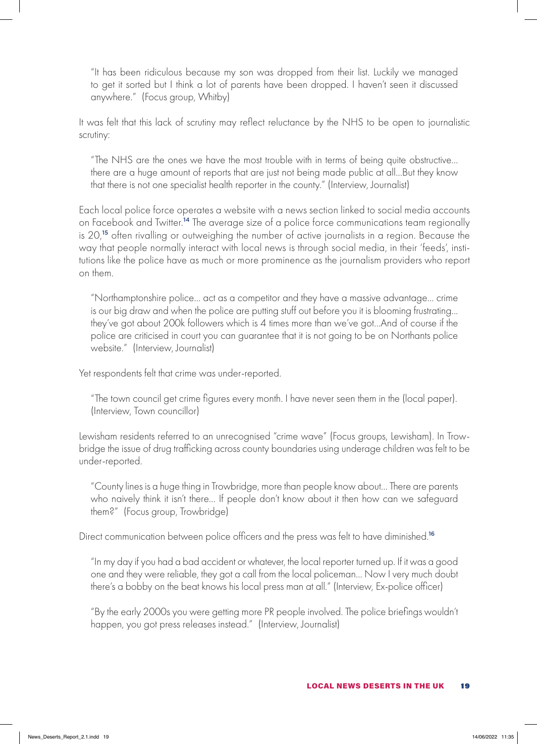> "It has been ridiculous because my son was dropped from their list. Luckily we managed to get it sorted but I think a lot of parents have been dropped. I haven't seen it discussed anywhere." (Focus group, Whitby)

It was felt that this lack of scrutiny may reflect reluctance by the NHS to be open to journalistic scrutiny:

> "The NHS are the ones we have the most trouble with in terms of being quite obstructive... there are a huge amount of reports that are just not being made public at all...But they know that there is not one specialist health reporter in the county." (Interview, Journalist)

Each local police force operates a website with a news section linked to social media accounts on Facebook and Twitter.[14] The average size of a police force communications team regionally is 20,[15] often rivalling or outweighing the number of active journalists in a region. Because the way that people normally interact with local news is through social media, in their 'feeds', institutions like the police have as much or more prominence as the journalism providers who report on them.

> "Northamptonshire police... act as a competitor and they have a massive advantage... crime is our big draw and when the police are putting stuff out before you it is blooming frustrating... they've got about 200k followers which is 4 times more than we've got...And of course if the police are criticised in court you can guarantee that it is not going to be on Northants police website." (Interview, Journalist)

Yet respondents felt that crime was under-reported.

> "The town council get crime figures every month. I have never seen them in the (local paper). (Interview, Town councillor)

Lewisham residents referred to an unrecognised "crime wave" (Focus groups, Lewisham). In Trowbridge the issue of drug trafficking across county boundaries using underage children was felt to be under-reported.

> "County lines is a huge thing in Trowbridge, more than people know about... There are parents who naively think it isn't there... If people don't know about it then how can we safeguard them?" (Focus group, Trowbridge)

Direct communication between police officers and the press was felt to have diminished.[16]

> "In my day if you had a bad accident or whatever, the local reporter turned up. If it was a good one and they were reliable, they got a call from the local policeman... Now I very much doubt there's a bobby on the beat knows his local press man at all." (Interview, Ex-police officer)

> "By the early 2000s you were getting more PR people involved. The police briefings wouldn't happen, you got press releases instead." (Interview, Journalist)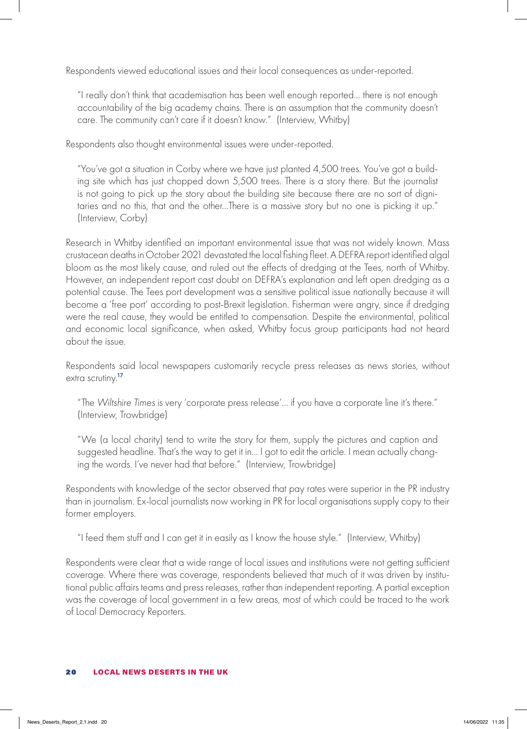Respondents viewed educational issues and their local consequences as under-reported.

> "I really don't think that academisation has been well enough reported… there is not enough accountability of the big academy chains. There is an assumption that the community doesn't care. The community can't care if it doesn't know." (Interview, Whitby)

Respondents also thought environmental issues were under-reported.

> "You've got a situation in Corby where we have just planted 4,500 trees. You've got a building site which has just chopped down 5,500 trees. There is a story there. But the journalist is not going to pick up the story about the building site because there are no sort of dignitaries and no this, that and the other…There is a massive story but no one is picking it up." (Interview, Corby)

Research in Whitby identified an important environmental issue that was not widely known. Mass crustacean deaths in October 2021 devastated the local fishing fleet. A DEFRA report identified algal bloom as the most likely cause, and ruled out the effects of dredging at the Tees, north of Whitby. However, an independent report cast doubt on DEFRA's explanation and left open dredging as a potential cause. The Tees port development was a sensitive political issue nationally because it will become a 'free port' according to post-Brexit legislation. Fisherman were angry, since if dredging were the real cause, they would be entitled to compensation. Despite the environmental, political and economic local significance, when asked, Whitby focus group participants had not heard about the issue.

Respondents said local newspapers customarily recycle press releases as news stories, without extra scrutiny.[17]

> "The *Wiltshire Times* is very 'corporate press release'… if you have a corporate line it's there." (Interview, Trowbridge)

> "We (a local charity) tend to write the story for them, supply the pictures and caption and suggested headline. That's the way to get it in… I got to edit the article. I mean actually changing the words. I've never had that before." (Interview, Trowbridge)

Respondents with knowledge of the sector observed that pay rates were superior in the PR industry than in journalism. Ex-local journalists now working in PR for local organisations supply copy to their former employers.

> "I feed them stuff and I can get it in easily as I know the house style." (Interview, Whitby)

Respondents were clear that a wide range of local issues and institutions were not getting sufficient coverage. Where there was coverage, respondents believed that much of it was driven by institutional public affairs teams and press releases, rather than independent reporting. A partial exception was the coverage of local government in a few areas, most of which could be traced to the work of Local Democracy Reporters.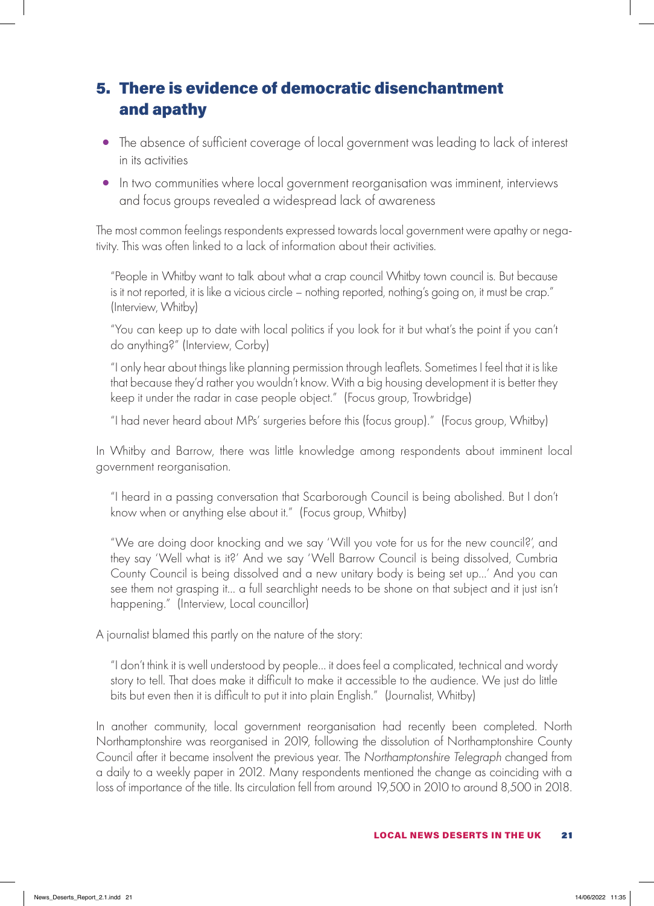## 5. There is evidence of democratic disenchantment and apathy

- The absence of sufficient coverage of local government was leading to lack of interest in its activities
- In two communities where local government reorganisation was imminent, interviews and focus groups revealed a widespread lack of awareness

The most common feelings respondents expressed towards local government were apathy or negativity. This was often linked to a lack of information about their activities.

> "People in Whitby want to talk about what a crap council Whitby town council is. But because is it not reported, it is like a vicious circle – nothing reported, nothing's going on, it must be crap." (Interview, Whitby)

> "You can keep up to date with local politics if you look for it but what's the point if you can't do anything?" (Interview, Corby)

> "I only hear about things like planning permission through leaflets. Sometimes I feel that it is like that because they'd rather you wouldn't know. With a big housing development it is better they keep it under the radar in case people object." (Focus group, Trowbridge)

> "I had never heard about MPs' surgeries before this (focus group)." (Focus group, Whitby)

In Whitby and Barrow, there was little knowledge among respondents about imminent local government reorganisation.

> "I heard in a passing conversation that Scarborough Council is being abolished. But I don't know when or anything else about it." (Focus group, Whitby)

> "We are doing door knocking and we say 'Will you vote for us for the new council?', and they say 'Well what is it?' And we say 'Well Barrow Council is being dissolved, Cumbria County Council is being dissolved and a new unitary body is being set up...' And you can see them not grasping it... a full searchlight needs to be shone on that subject and it just isn't happening." (Interview, Local councillor)

A journalist blamed this partly on the nature of the story:

> "I don't think it is well understood by people... it does feel a complicated, technical and wordy story to tell. That does make it difficult to make it accessible to the audience. We just do little bits but even then it is difficult to put it into plain English." (Journalist, Whitby)

In another community, local government reorganisation had recently been completed. North Northamptonshire was reorganised in 2019, following the dissolution of Northamptonshire County Council after it became insolvent the previous year. The *Northamptonshire Telegraph* changed from a daily to a weekly paper in 2012. Many respondents mentioned the change as coinciding with a loss of importance of the title. Its circulation fell from around 19,500 in 2010 to around 8,500 in 2018.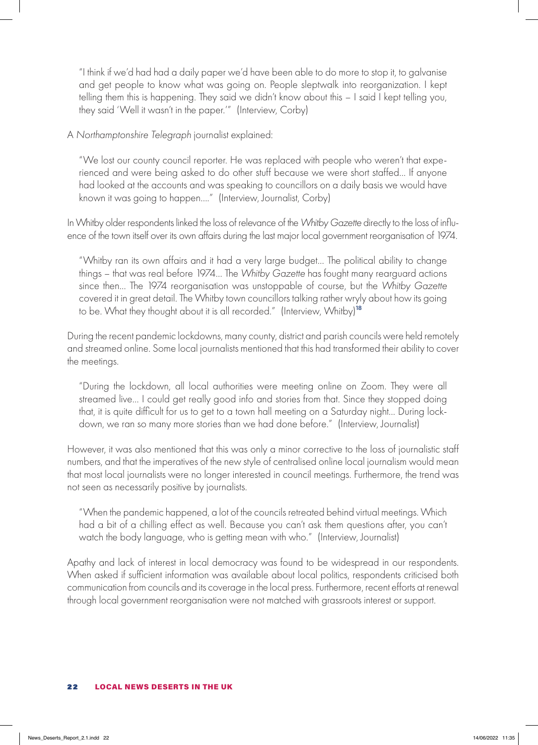> "I think if we'd had had a daily paper we'd have been able to do more to stop it, to galvanise and get people to know what was going on. People sleptwalk into reorganization. I kept telling them this is happening. They said we didn't know about this – I said I kept telling you, they said 'Well it wasn't in the paper.'" (Interview, Corby)

A *Northamptonshire Telegraph* journalist explained:

> "We lost our county council reporter. He was replaced with people who weren't that experienced and were being asked to do other stuff because we were short staffed... If anyone had looked at the accounts and was speaking to councillors on a daily basis we would have known it was going to happen...." (Interview, Journalist, Corby)

In Whitby older respondents linked the loss of relevance of the *Whitby Gazette* directly to the loss of influence of the town itself over its own affairs during the last major local government reorganisation of 1974.

> "Whitby ran its own affairs and it had a very large budget... The political ability to change things – that was real before 1974... The *Whitby Gazette* has fought many rearguard actions since then... The 1974 reorganisation was unstoppable of course, but the *Whitby Gazette* covered it in great detail. The Whitby town councillors talking rather wryly about how its going to be. What they thought about it is all recorded." (Interview, Whitby)[18]

During the recent pandemic lockdowns, many county, district and parish councils were held remotely and streamed online. Some local journalists mentioned that this had transformed their ability to cover the meetings.

> "During the lockdown, all local authorities were meeting online on Zoom. They were all streamed live... I could get really good info and stories from that. Since they stopped doing that, it is quite difficult for us to get to a town hall meeting on a Saturday night... During lockdown, we ran so many more stories than we had done before." (Interview, Journalist)

However, it was also mentioned that this was only a minor corrective to the loss of journalistic staff numbers, and that the imperatives of the new style of centralised online local journalism would mean that most local journalists were no longer interested in council meetings. Furthermore, the trend was not seen as necessarily positive by journalists.

> "When the pandemic happened, a lot of the councils retreated behind virtual meetings. Which had a bit of a chilling effect as well. Because you can't ask them questions after, you can't watch the body language, who is getting mean with who." (Interview, Journalist)

Apathy and lack of interest in local democracy was found to be widespread in our respondents. When asked if sufficient information was available about local politics, respondents criticised both communication from councils and its coverage in the local press. Furthermore, recent efforts at renewal through local government reorganisation were not matched with grassroots interest or support.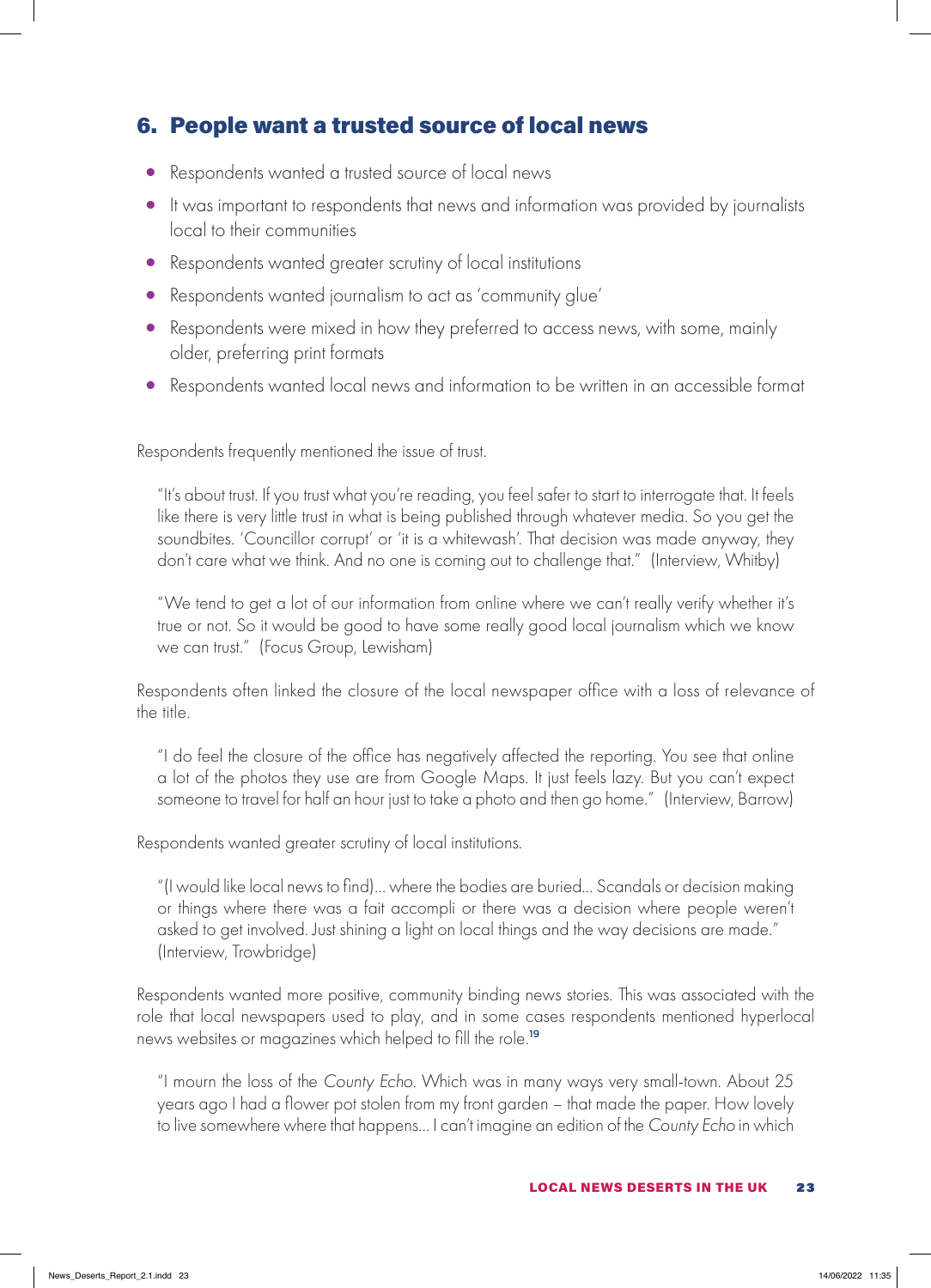## 6. People want a trusted source of local news

- Respondents wanted a trusted source of local news
- It was important to respondents that news and information was provided by journalists local to their communities
- Respondents wanted greater scrutiny of local institutions
- Respondents wanted journalism to act as 'community glue'
- Respondents were mixed in how they preferred to access news, with some, mainly older, preferring print formats
- Respondents wanted local news and information to be written in an accessible format

Respondents frequently mentioned the issue of trust.

> "It's about trust. If you trust what you're reading, you feel safer to start to interrogate that. It feels like there is very little trust in what is being published through whatever media. So you get the soundbites. 'Councillor corrupt' or 'it is a whitewash'. That decision was made anyway, they don't care what we think. And no one is coming out to challenge that." (Interview, Whitby)

> "We tend to get a lot of our information from online where we can't really verify whether it's true or not. So it would be good to have some really good local journalism which we know we can trust." (Focus Group, Lewisham)

Respondents often linked the closure of the local newspaper office with a loss of relevance of the title.

> "I do feel the closure of the office has negatively affected the reporting. You see that online a lot of the photos they use are from Google Maps. It just feels lazy. But you can't expect someone to travel for half an hour just to take a photo and then go home." (Interview, Barrow)

Respondents wanted greater scrutiny of local institutions.

> "(I would like local news to find)... where the bodies are buried... Scandals or decision making or things where there was a fait accompli or there was a decision where people weren't asked to get involved. Just shining a light on local things and the way decisions are made." (Interview, Trowbridge)

Respondents wanted more positive, community binding news stories. This was associated with the role that local newspapers used to play, and in some cases respondents mentioned hyperlocal news websites or magazines which helped to fill the role.[19]

> "I mourn the loss of the *County Echo*. Which was in many ways very small-town. About 25 years ago I had a flower pot stolen from my front garden – that made the paper. How lovely to live somewhere where that happens... I can't imagine an edition of the *County Echo* in which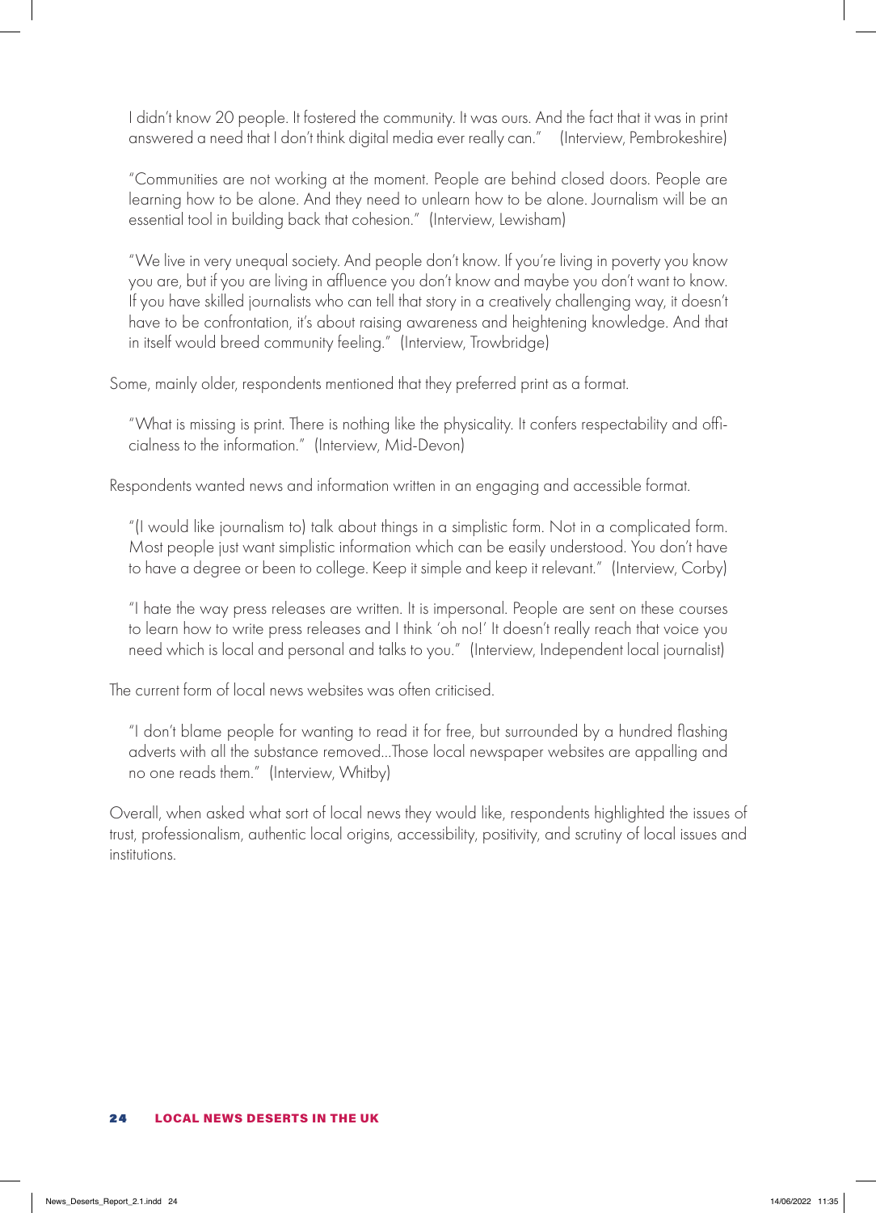I didn't know 20 people. It fostered the community. It was ours. And the fact that it was in print answered a need that I don't think digital media ever really can." (Interview, Pembrokeshire)

> "Communities are not working at the moment. People are behind closed doors. People are learning how to be alone. And they need to unlearn how to be alone. Journalism will be an essential tool in building back that cohesion." (Interview, Lewisham)

> "We live in very unequal society. And people don't know. If you're living in poverty you know you are, but if you are living in affluence you don't know and maybe you don't want to know. If you have skilled journalists who can tell that story in a creatively challenging way, it doesn't have to be confrontation, it's about raising awareness and heightening knowledge. And that in itself would breed community feeling." (Interview, Trowbridge)

Some, mainly older, respondents mentioned that they preferred print as a format.

> "What is missing is print. There is nothing like the physicality. It confers respectability and officialness to the information." (Interview, Mid-Devon)

Respondents wanted news and information written in an engaging and accessible format.

> "(I would like journalism to) talk about things in a simplistic form. Not in a complicated form. Most people just want simplistic information which can be easily understood. You don't have to have a degree or been to college. Keep it simple and keep it relevant." (Interview, Corby)

> "I hate the way press releases are written. It is impersonal. People are sent on these courses to learn how to write press releases and I think 'oh no!' It doesn't really reach that voice you need which is local and personal and talks to you." (Interview, Independent local journalist)

The current form of local news websites was often criticised.

> "I don't blame people for wanting to read it for free, but surrounded by a hundred flashing adverts with all the substance removed...Those local newspaper websites are appalling and no one reads them." (Interview, Whitby)

Overall, when asked what sort of local news they would like, respondents highlighted the issues of trust, professionalism, authentic local origins, accessibility, positivity, and scrutiny of local issues and institutions.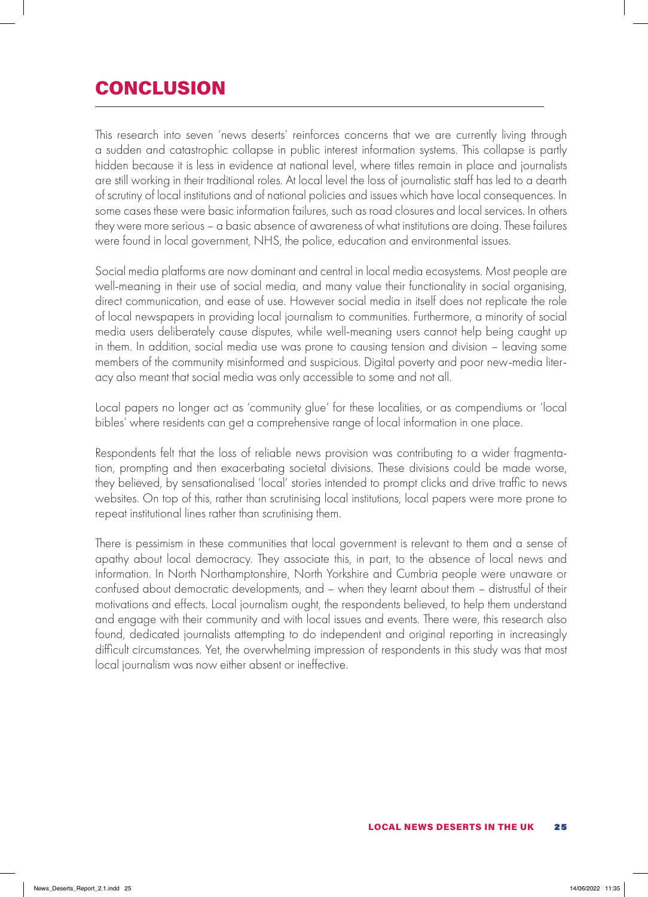# CONCLUSION

This research into seven 'news deserts' reinforces concerns that we are currently living through a sudden and catastrophic collapse in public interest information systems. This collapse is partly hidden because it is less in evidence at national level, where titles remain in place and journalists are still working in their traditional roles. At local level the loss of journalistic staff has led to a dearth of scrutiny of local institutions and of national policies and issues which have local consequences. In some cases these were basic information failures, such as road closures and local services. In others they were more serious – a basic absence of awareness of what institutions are doing. These failures were found in local government, NHS, the police, education and environmental issues.

Social media platforms are now dominant and central in local media ecosystems. Most people are well-meaning in their use of social media, and many value their functionality in social organising, direct communication, and ease of use. However social media in itself does not replicate the role of local newspapers in providing local journalism to communities. Furthermore, a minority of social media users deliberately cause disputes, while well-meaning users cannot help being caught up in them. In addition, social media use was prone to causing tension and division – leaving some members of the community misinformed and suspicious. Digital poverty and poor new-media literacy also meant that social media was only accessible to some and not all.

Local papers no longer act as 'community glue' for these localities, or as compendiums or 'local bibles' where residents can get a comprehensive range of local information in one place.

Respondents felt that the loss of reliable news provision was contributing to a wider fragmentation, prompting and then exacerbating societal divisions. These divisions could be made worse, they believed, by sensationalised 'local' stories intended to prompt clicks and drive traffic to news websites. On top of this, rather than scrutinising local institutions, local papers were more prone to repeat institutional lines rather than scrutinising them.

There is pessimism in these communities that local government is relevant to them and a sense of apathy about local democracy. They associate this, in part, to the absence of local news and information. In North Northamptonshire, North Yorkshire and Cumbria people were unaware or confused about democratic developments, and – when they learnt about them – distrustful of their motivations and effects. Local journalism ought, the respondents believed, to help them understand and engage with their community and with local issues and events. There were, this research also found, dedicated journalists attempting to do independent and original reporting in increasingly difficult circumstances. Yet, the overwhelming impression of respondents in this study was that most local journalism was now either absent or ineffective.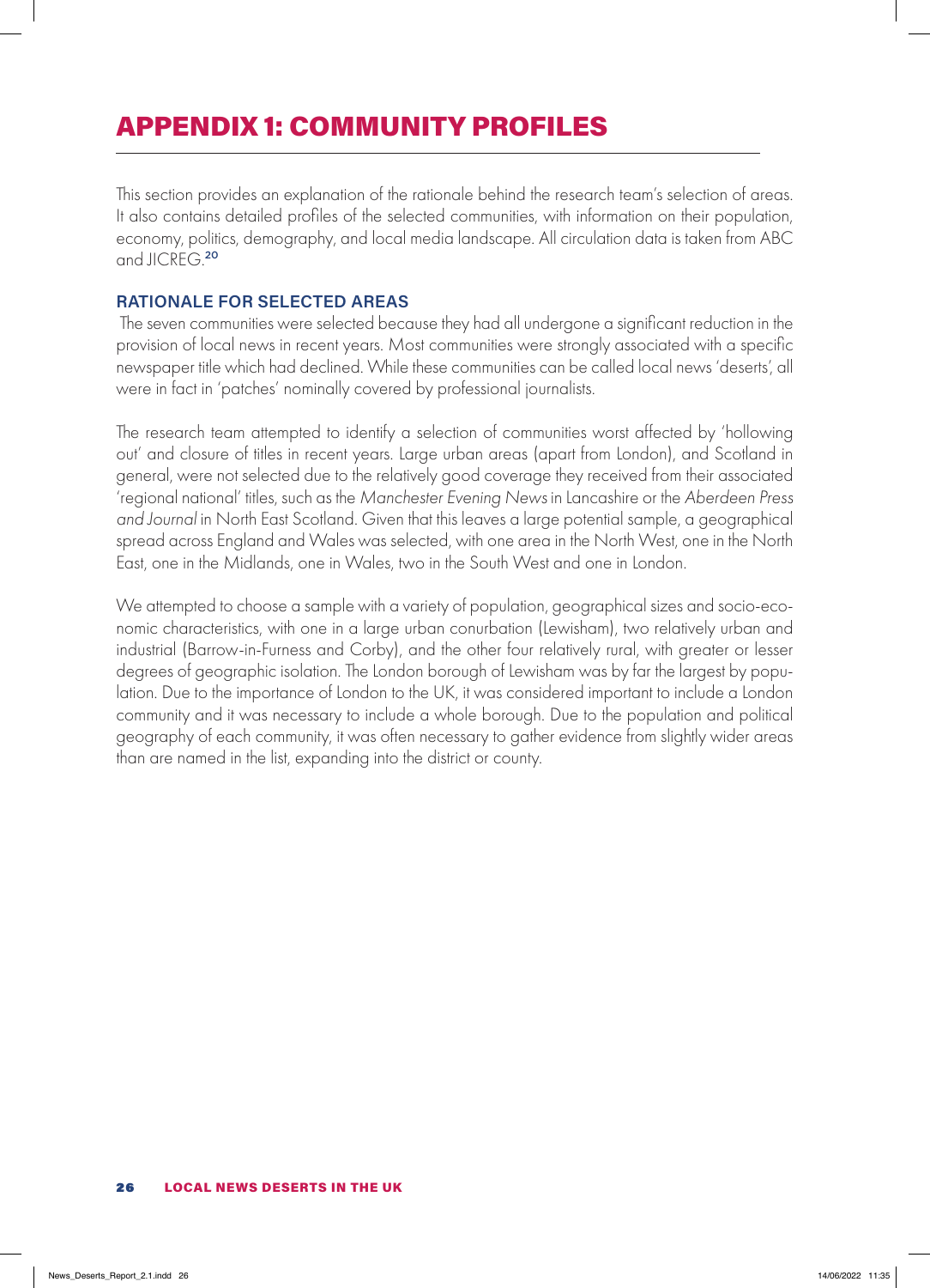# APPENDIX 1: COMMUNITY PROFILES

This section provides an explanation of the rationale behind the research team's selection of areas. It also contains detailed profiles of the selected communities, with information on their population, economy, politics, demography, and local media landscape. All circulation data is taken from ABC and JICREG.[20]

## RATIONALE FOR SELECTED AREAS

The seven communities were selected because they had all undergone a significant reduction in the provision of local news in recent years. Most communities were strongly associated with a specific newspaper title which had declined. While these communities can be called local news 'deserts', all were in fact in 'patches' nominally covered by professional journalists.

The research team attempted to identify a selection of communities worst affected by 'hollowing out' and closure of titles in recent years. Large urban areas (apart from London), and Scotland in general, were not selected due to the relatively good coverage they received from their associated 'regional national' titles, such as the *Manchester Evening News* in Lancashire or the *Aberdeen Press and Journal* in North East Scotland. Given that this leaves a large potential sample, a geographical spread across England and Wales was selected, with one area in the North West, one in the North East, one in the Midlands, one in Wales, two in the South West and one in London.

We attempted to choose a sample with a variety of population, geographical sizes and socio-economic characteristics, with one in a large urban conurbation (Lewisham), two relatively urban and industrial (Barrow-in-Furness and Corby), and the other four relatively rural, with greater or lesser degrees of geographic isolation. The London borough of Lewisham was by far the largest by population. Due to the importance of London to the UK, it was considered important to include a London community and it was necessary to include a whole borough. Due to the population and political geography of each community, it was often necessary to gather evidence from slightly wider areas than are named in the list, expanding into the district or county.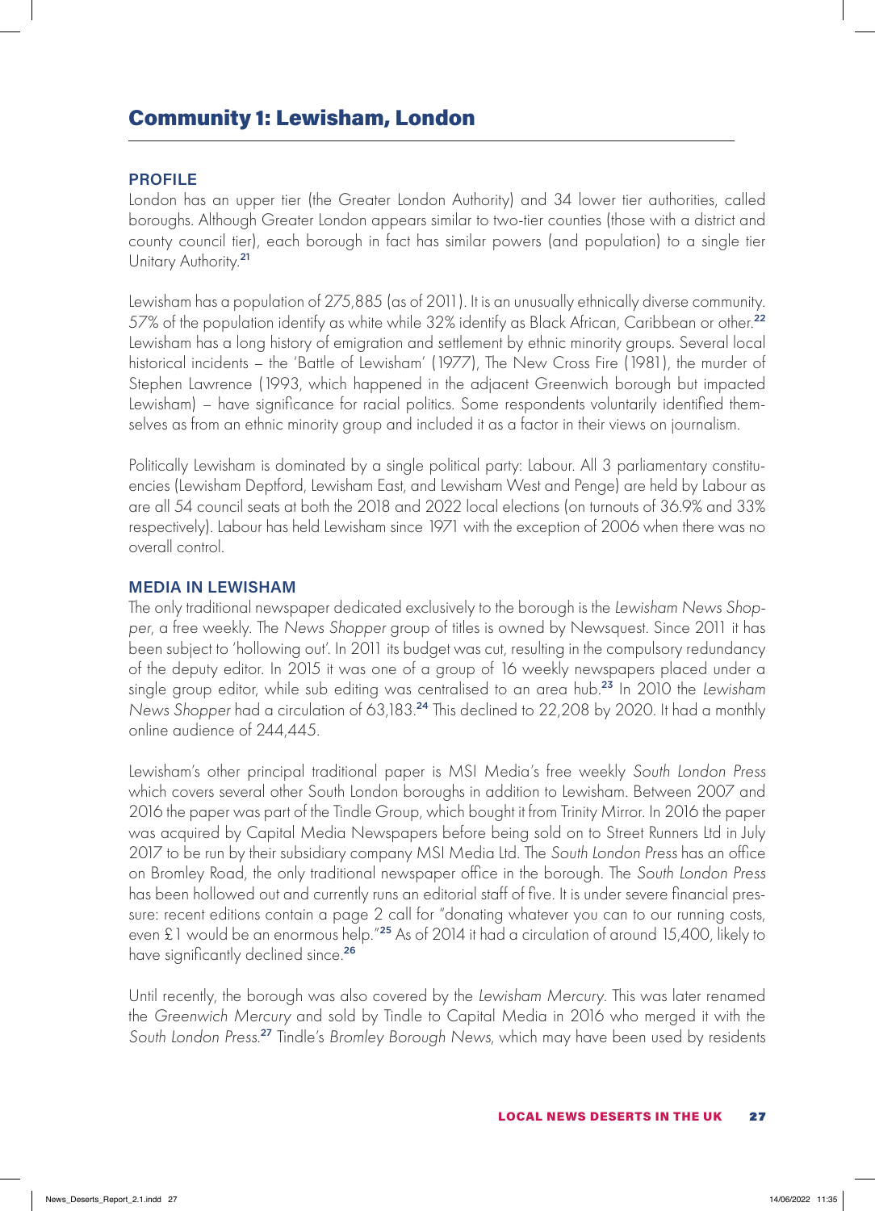## Community 1: Lewisham, London

### PROFILE

London has an upper tier (the Greater London Authority) and 34 lower tier authorities, called boroughs. Although Greater London appears similar to two-tier counties (those with a district and county council tier), each borough in fact has similar powers (and population) to a single tier Unitary Authority.[21]

Lewisham has a population of 275,885 (as of 2011). It is an unusually ethnically diverse community. 57% of the population identify as white while 32% identify as Black African, Caribbean or other.[22] Lewisham has a long history of emigration and settlement by ethnic minority groups. Several local historical incidents – the 'Battle of Lewisham' (1977), The New Cross Fire (1981), the murder of Stephen Lawrence (1993, which happened in the adjacent Greenwich borough but impacted Lewisham) – have significance for racial politics. Some respondents voluntarily identified themselves as from an ethnic minority group and included it as a factor in their views on journalism.

Politically Lewisham is dominated by a single political party: Labour. All 3 parliamentary constituencies (Lewisham Deptford, Lewisham East, and Lewisham West and Penge) are held by Labour as are all 54 council seats at both the 2018 and 2022 local elections (on turnouts of 36.9% and 33% respectively). Labour has held Lewisham since 1971 with the exception of 2006 when there was no overall control.

### MEDIA IN LEWISHAM

The only traditional newspaper dedicated exclusively to the borough is the *Lewisham News Shopper*, a free weekly. The *News Shopper* group of titles is owned by Newsquest. Since 2011 it has been subject to 'hollowing out'. In 2011 its budget was cut, resulting in the compulsory redundancy of the deputy editor. In 2015 it was one of a group of 16 weekly newspapers placed under a single group editor, while sub editing was centralised to an area hub.[23] In 2010 the *Lewisham News Shopper* had a circulation of 63,183.[24] This declined to 22,208 by 2020. It had a monthly online audience of 244,445.

Lewisham's other principal traditional paper is MSI Media's free weekly *South London Press* which covers several other South London boroughs in addition to Lewisham. Between 2007 and 2016 the paper was part of the Tindle Group, which bought it from Trinity Mirror. In 2016 the paper was acquired by Capital Media Newspapers before being sold on to Street Runners Ltd in July 2017 to be run by their subsidiary company MSI Media Ltd. The *South London Press* has an office on Bromley Road, the only traditional newspaper office in the borough. The *South London Press* has been hollowed out and currently runs an editorial staff of five. It is under severe financial pressure: recent editions contain a page 2 call for "donating whatever you can to our running costs, even £1 would be an enormous help."[25] As of 2014 it had a circulation of around 15,400, likely to have significantly declined since.[26]

Until recently, the borough was also covered by the *Lewisham Mercury*. This was later renamed the *Greenwich Mercury* and sold by Tindle to Capital Media in 2016 who merged it with the *South London Press*.[27] Tindle's *Bromley Borough News*, which may have been used by residents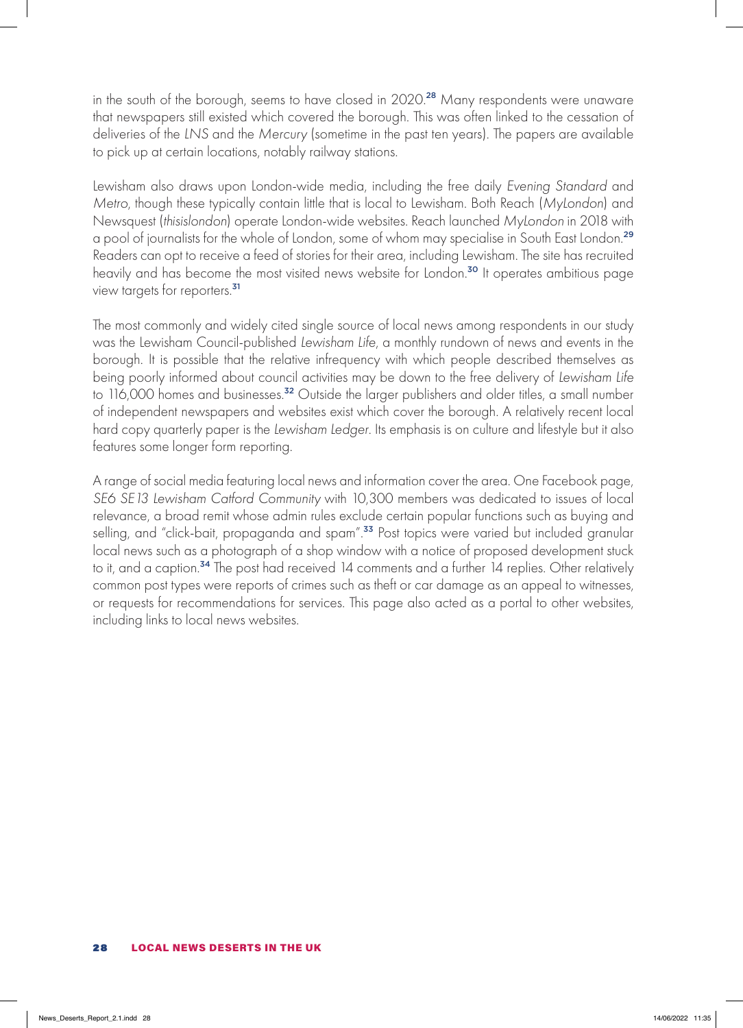in the south of the borough, seems to have closed in 2020.[28] Many respondents were unaware that newspapers still existed which covered the borough. This was often linked to the cessation of deliveries of the *LNS* and the *Mercury* (sometime in the past ten years). The papers are available to pick up at certain locations, notably railway stations.

Lewisham also draws upon London-wide media, including the free daily *Evening Standard* and *Metro*, though these typically contain little that is local to Lewisham. Both Reach (*MyLondon*) and Newsquest (*thisislondon*) operate London-wide websites. Reach launched *MyLondon* in 2018 with a pool of journalists for the whole of London, some of whom may specialise in South East London.[29] Readers can opt to receive a feed of stories for their area, including Lewisham. The site has recruited heavily and has become the most visited news website for London.[30] It operates ambitious page view targets for reporters.[31]

The most commonly and widely cited single source of local news among respondents in our study was the Lewisham Council-published *Lewisham Life*, a monthly rundown of news and events in the borough. It is possible that the relative infrequency with which people described themselves as being poorly informed about council activities may be down to the free delivery of *Lewisham Life* to 116,000 homes and businesses.[32] Outside the larger publishers and older titles, a small number of independent newspapers and websites exist which cover the borough. A relatively recent local hard copy quarterly paper is the *Lewisham Ledger*. Its emphasis is on culture and lifestyle but it also features some longer form reporting.

A range of social media featuring local news and information cover the area. One Facebook page, *SE6 SE13 Lewisham Catford Community* with 10,300 members was dedicated to issues of local relevance, a broad remit whose admin rules exclude certain popular functions such as buying and selling, and "click-bait, propaganda and spam".[33] Post topics were varied but included granular local news such as a photograph of a shop window with a notice of proposed development stuck to it, and a caption.[34] The post had received 14 comments and a further 14 replies. Other relatively common post types were reports of crimes such as theft or car damage as an appeal to witnesses, or requests for recommendations for services. This page also acted as a portal to other websites, including links to local news websites.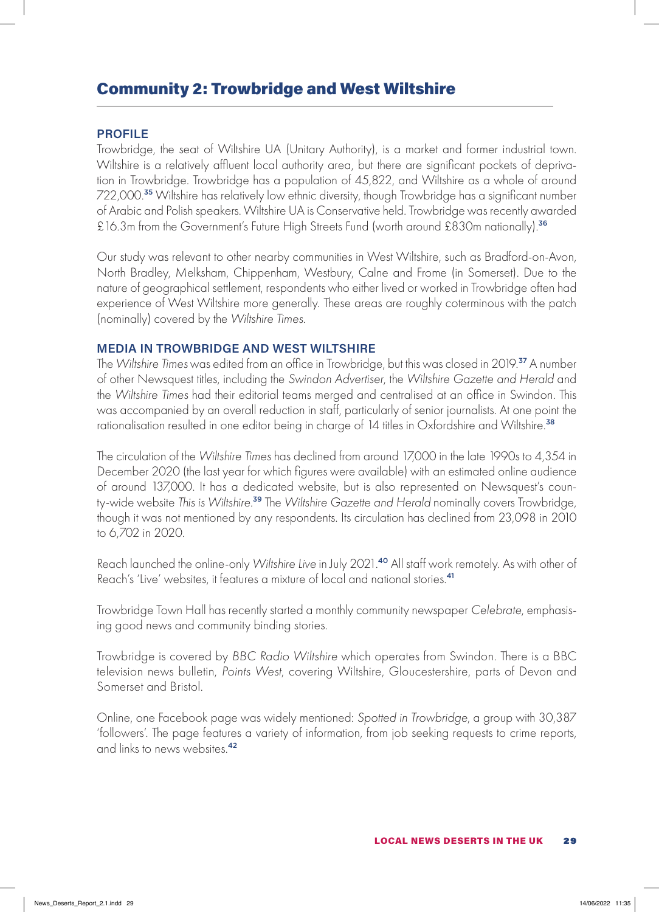## Community 2: Trowbridge and West Wiltshire

### PROFILE

Trowbridge, the seat of Wiltshire UA (Unitary Authority), is a market and former industrial town. Wiltshire is a relatively affluent local authority area, but there are significant pockets of deprivation in Trowbridge. Trowbridge has a population of 45,822, and Wiltshire as a whole of around 722,000.[35] Wiltshire has relatively low ethnic diversity, though Trowbridge has a significant number of Arabic and Polish speakers. Wiltshire UA is Conservative held. Trowbridge was recently awarded £16.3m from the Government's Future High Streets Fund (worth around £830m nationally).[36]

Our study was relevant to other nearby communities in West Wiltshire, such as Bradford-on-Avon, North Bradley, Melksham, Chippenham, Westbury, Calne and Frome (in Somerset). Due to the nature of geographical settlement, respondents who either lived or worked in Trowbridge often had experience of West Wiltshire more generally. These areas are roughly coterminous with the patch (nominally) covered by the *Wiltshire Times*.

### MEDIA IN TROWBRIDGE AND WEST WILTSHIRE

The *Wiltshire Times* was edited from an office in Trowbridge, but this was closed in 2019.[37] A number of other Newsquest titles, including the *Swindon Advertiser*, the *Wiltshire Gazette and Herald* and the *Wiltshire Times* had their editorial teams merged and centralised at an office in Swindon. This was accompanied by an overall reduction in staff, particularly of senior journalists. At one point the rationalisation resulted in one editor being in charge of 14 titles in Oxfordshire and Wiltshire.[38]

The circulation of the *Wiltshire Times* has declined from around 17,000 in the late 1990s to 4,354 in December 2020 (the last year for which figures were available) with an estimated online audience of around 137,000. It has a dedicated website, but is also represented on Newsquest's county-wide website *This is Wiltshire*.[39] The *Wiltshire Gazette and Herald* nominally covers Trowbridge, though it was not mentioned by any respondents. Its circulation has declined from 23,098 in 2010 to 6,702 in 2020.

Reach launched the online-only *Wiltshire Live* in July 2021.[40] All staff work remotely. As with other of Reach's 'Live' websites, it features a mixture of local and national stories.[41]

Trowbridge Town Hall has recently started a monthly community newspaper *Celebrate*, emphasising good news and community binding stories.

Trowbridge is covered by *BBC Radio Wiltshire* which operates from Swindon. There is a BBC television news bulletin, *Points West*, covering Wiltshire, Gloucestershire, parts of Devon and Somerset and Bristol.

Online, one Facebook page was widely mentioned: *Spotted in Trowbridge*, a group with 30,387 'followers'. The page features a variety of information, from job seeking requests to crime reports, and links to news websites.[42]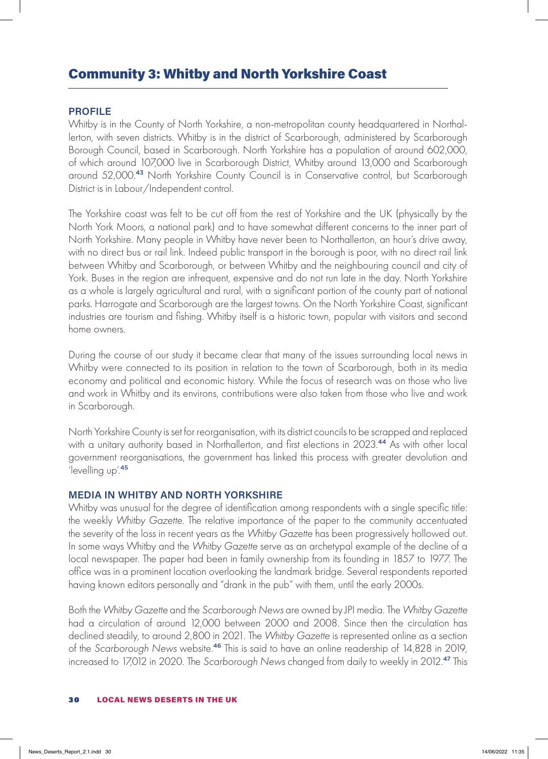## Community 3: Whitby and North Yorkshire Coast

### PROFILE

Whitby is in the County of North Yorkshire, a non-metropolitan county headquartered in Northallerton, with seven districts. Whitby is in the district of Scarborough, administered by Scarborough Borough Council, based in Scarborough. North Yorkshire has a population of around 602,000, of which around 107,000 live in Scarborough District, Whitby around 13,000 and Scarborough around 52,000.[43] North Yorkshire County Council is in Conservative control, but Scarborough District is in Labour/Independent control.

The Yorkshire coast was felt to be cut off from the rest of Yorkshire and the UK (physically by the North York Moors, a national park) and to have somewhat different concerns to the inner part of North Yorkshire. Many people in Whitby have never been to Northallerton, an hour's drive away, with no direct bus or rail link. Indeed public transport in the borough is poor, with no direct rail link between Whitby and Scarborough, or between Whitby and the neighbouring council and city of York. Buses in the region are infrequent, expensive and do not run late in the day. North Yorkshire as a whole is largely agricultural and rural, with a significant portion of the county part of national parks. Harrogate and Scarborough are the largest towns. On the North Yorkshire Coast, significant industries are tourism and fishing. Whitby itself is a historic town, popular with visitors and second home owners.

During the course of our study it became clear that many of the issues surrounding local news in Whitby were connected to its position in relation to the town of Scarborough, both in its media economy and political and economic history. While the focus of research was on those who live and work in Whitby and its environs, contributions were also taken from those who live and work in Scarborough.

North Yorkshire County is set for reorganisation, with its district councils to be scrapped and replaced with a unitary authority based in Northallerton, and first elections in 2023.[44] As with other local government reorganisations, the government has linked this process with greater devolution and 'levelling up'.[45]

### MEDIA IN WHITBY AND NORTH YORKSHIRE

Whitby was unusual for the degree of identification among respondents with a single specific title: the weekly *Whitby Gazette*. The relative importance of the paper to the community accentuated the severity of the loss in recent years as the *Whitby Gazette* has been progressively hollowed out. In some ways Whitby and the *Whitby Gazette* serve as an archetypal example of the decline of a local newspaper. The paper had been in family ownership from its founding in 1857 to 1977. The office was in a prominent location overlooking the landmark bridge. Several respondents reported having known editors personally and "drank in the pub" with them, until the early 2000s.

Both the *Whitby Gazette* and the *Scarborough News* are owned by JPI media. The *Whitby Gazette* had a circulation of around 12,000 between 2000 and 2008. Since then the circulation has declined steadily, to around 2,800 in 2021. The *Whitby Gazette* is represented online as a section of the *Scarborough News* website.[46] This is said to have an online readership of 14,828 in 2019, increased to 17,012 in 2020. The *Scarborough News* changed from daily to weekly in 2012.[47] This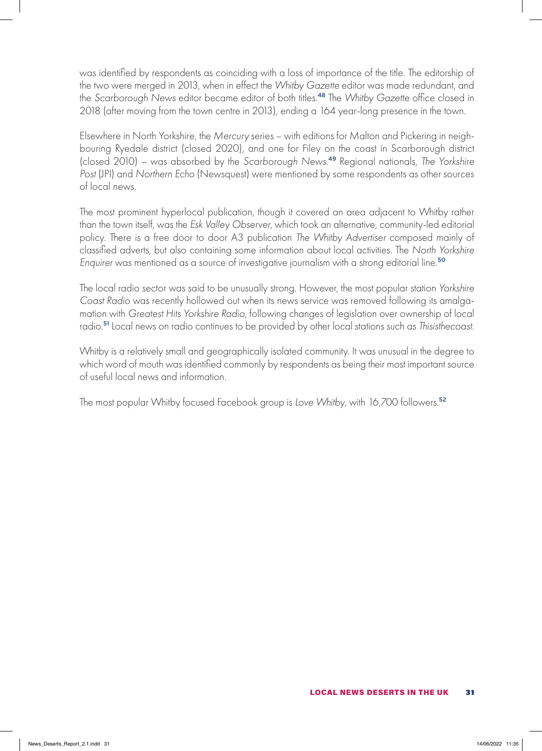was identified by respondents as coinciding with a loss of importance of the title. The editorship of the two were merged in 2013, when in effect the *Whitby Gazette* editor was made redundant, and the *Scarborough News* editor became editor of both titles.[48] The *Whitby Gazette* office closed in 2018 (after moving from the town centre in 2013), ending a 164 year-long presence in the town.

Elsewhere in North Yorkshire, the *Mercury* series – with editions for Malton and Pickering in neighbouring Ryedale district (closed 2020), and one for Filey on the coast in Scarborough district (closed 2010) – was absorbed by the *Scarborough News*.[49] Regional nationals, *The Yorkshire Post* (JPI) and *Northern Echo* (Newsquest) were mentioned by some respondents as other sources of local news.

The most prominent hyperlocal publication, though it covered an area adjacent to Whitby rather than the town itself, was the *Esk Valley Observer*, which took an alternative, community-led editorial policy. There is a free door to door A3 publication *The Whitby Advertiser* composed mainly of classified adverts, but also containing some information about local activities. The *North Yorkshire Enquirer* was mentioned as a source of investigative journalism with a strong editorial line.[50]

The local radio sector was said to be unusually strong. However, the most popular station *Yorkshire Coast Radio* was recently hollowed out when its news service was removed following its amalgamation with *Greatest Hits Yorkshire Radio*, following changes of legislation over ownership of local radio.[51] Local news on radio continues to be provided by other local stations such as *Thisisthecoast*.

Whitby is a relatively small and geographically isolated community. It was unusual in the degree to which word of mouth was identified commonly by respondents as being their most important source of useful local news and information.

The most popular Whitby focused Facebook group is *Love Whitby*, with 16,700 followers.[52]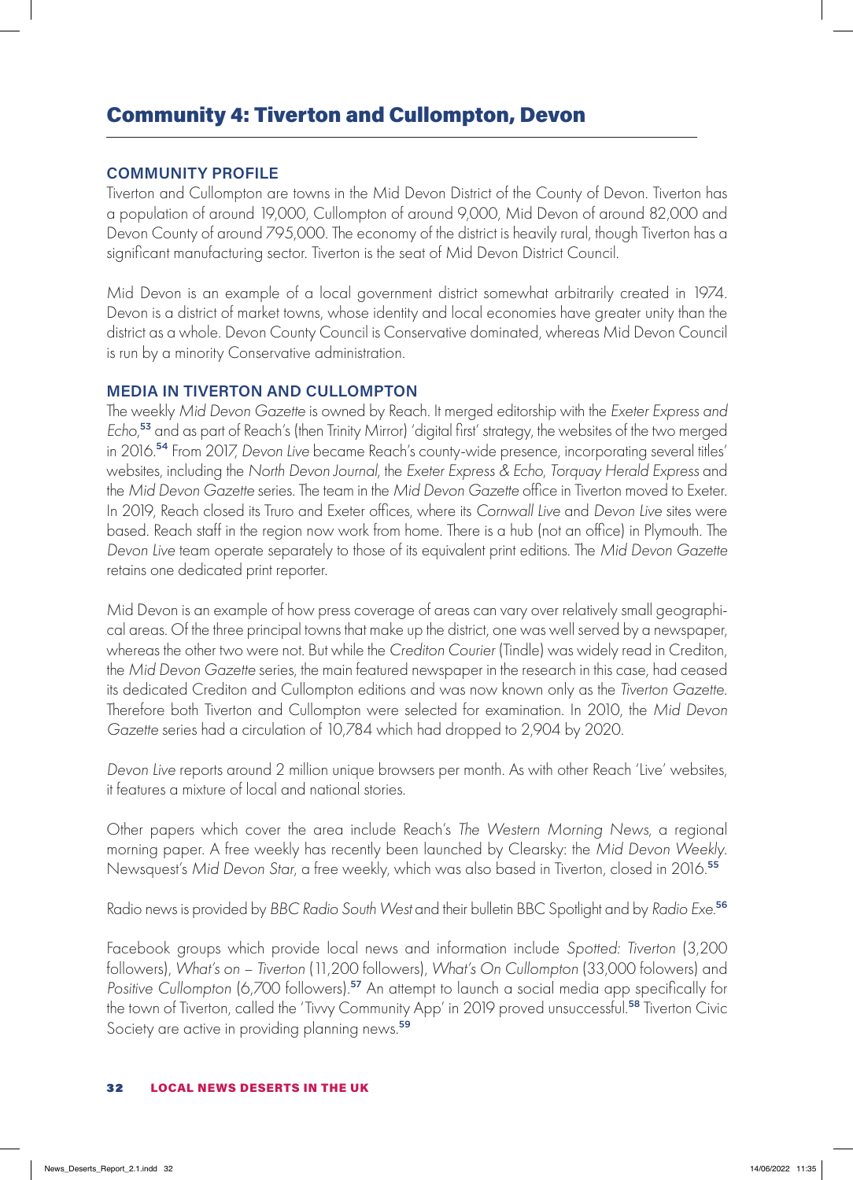## Community 4: Tiverton and Cullompton, Devon

### COMMUNITY PROFILE

Tiverton and Cullompton are towns in the Mid Devon District of the County of Devon. Tiverton has a population of around 19,000, Cullompton of around 9,000, Mid Devon of around 82,000 and Devon County of around 795,000. The economy of the district is heavily rural, though Tiverton has a significant manufacturing sector. Tiverton is the seat of Mid Devon District Council.

Mid Devon is an example of a local government district somewhat arbitrarily created in 1974. Devon is a district of market towns, whose identity and local economies have greater unity than the district as a whole. Devon County Council is Conservative dominated, whereas Mid Devon Council is run by a minority Conservative administration.

### MEDIA IN TIVERTON AND CULLOMPTON

The weekly *Mid Devon Gazette* is owned by Reach. It merged editorship with the *Exeter Express and Echo*,[53] and as part of Reach's (then Trinity Mirror) 'digital first' strategy, the websites of the two merged in 2016.[54] From 2017, *Devon Live* became Reach's county-wide presence, incorporating several titles' websites, including the *North Devon Journal*, the *Exeter Express & Echo*, *Torquay Herald Express* and the *Mid Devon Gazette* series. The team in the *Mid Devon Gazette* office in Tiverton moved to Exeter. In 2019, Reach closed its Truro and Exeter offices, where its *Cornwall Live* and *Devon Live* sites were based. Reach staff in the region now work from home. There is a hub (not an office) in Plymouth. The *Devon Live* team operate separately to those of its equivalent print editions. The *Mid Devon Gazette* retains one dedicated print reporter.

Mid Devon is an example of how press coverage of areas can vary over relatively small geographical areas. Of the three principal towns that make up the district, one was well served by a newspaper, whereas the other two were not. But while the *Crediton Courier* (Tindle) was widely read in Crediton, the *Mid Devon Gazette* series, the main featured newspaper in the research in this case, had ceased its dedicated Crediton and Cullompton editions and was now known only as the *Tiverton Gazette*. Therefore both Tiverton and Cullompton were selected for examination. In 2010, the *Mid Devon Gazette* series had a circulation of 10,784 which had dropped to 2,904 by 2020.

*Devon Live* reports around 2 million unique browsers per month. As with other Reach 'Live' websites, it features a mixture of local and national stories.

Other papers which cover the area include Reach's *The Western Morning News*, a regional morning paper. A free weekly has recently been launched by Clearsky: the *Mid Devon Weekly*. Newsquest's *Mid Devon Star*, a free weekly, which was also based in Tiverton, closed in 2016.[55]

Radio news is provided by *BBC Radio South West* and their bulletin BBC Spotlight and by *Radio Exe*.[56]

Facebook groups which provide local news and information include *Spotted: Tiverton* (3,200 followers), *What's on – Tiverton* (11,200 followers), *What's On Cullompton* (33,000 folowers) and *Positive Cullompton* (6,700 followers).[57] An attempt to launch a social media app specifically for the town of Tiverton, called the 'Tivvy Community App' in 2019 proved unsuccessful.[58] Tiverton Civic Society are active in providing planning news.[59]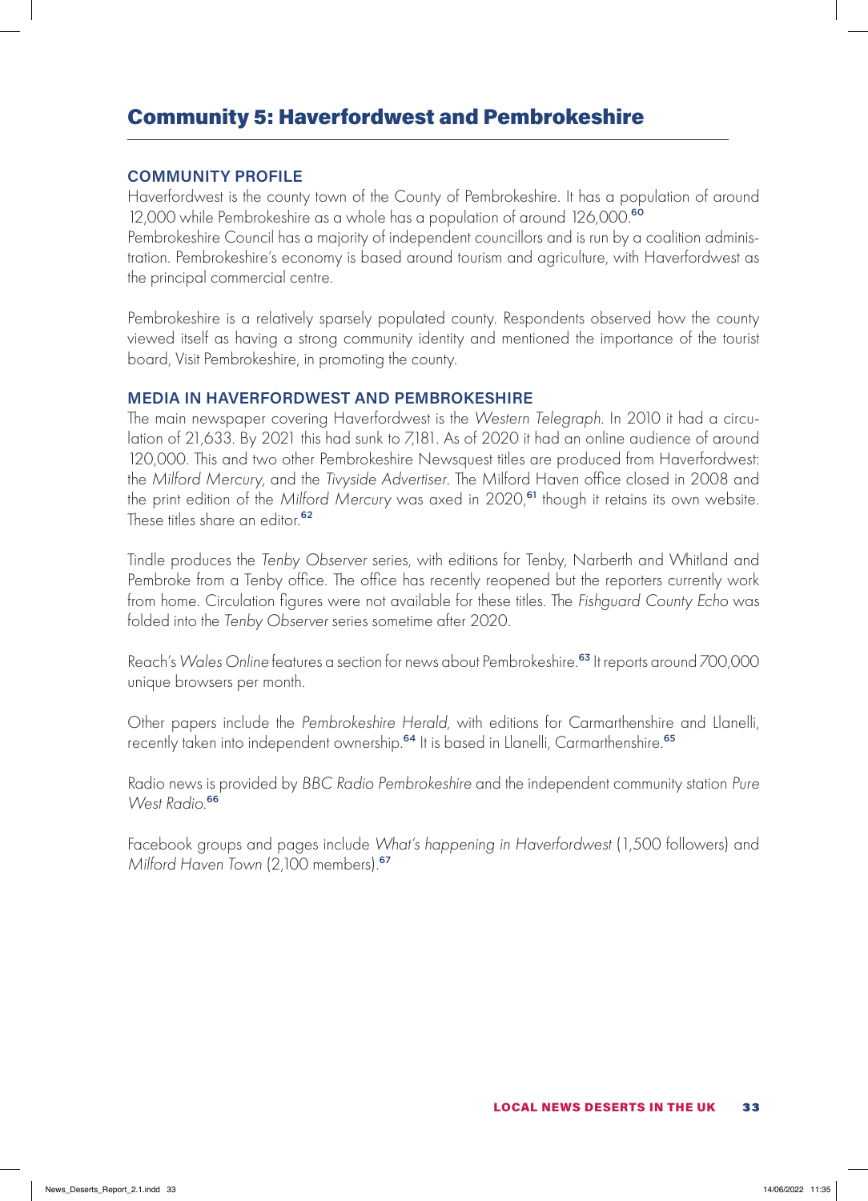## Community 5: Haverfordwest and Pembrokeshire

### COMMUNITY PROFILE

Haverfordwest is the county town of the County of Pembrokeshire. It has a population of around 12,000 while Pembrokeshire as a whole has a population of around 126,000.[60]
Pembrokeshire Council has a majority of independent councillors and is run by a coalition administration. Pembrokeshire's economy is based around tourism and agriculture, with Haverfordwest as the principal commercial centre.

Pembrokeshire is a relatively sparsely populated county. Respondents observed how the county viewed itself as having a strong community identity and mentioned the importance of the tourist board, Visit Pembrokeshire, in promoting the county.

### MEDIA IN HAVERFORDWEST AND PEMBROKESHIRE

The main newspaper covering Haverfordwest is the *Western Telegraph*. In 2010 it had a circulation of 21,633. By 2021 this had sunk to 7,181. As of 2020 it had an online audience of around 120,000. This and two other Pembrokeshire Newsquest titles are produced from Haverfordwest: the *Milford Mercury*, and the *Tivyside Advertiser*. The Milford Haven office closed in 2008 and the print edition of the *Milford Mercury* was axed in 2020,[61] though it retains its own website. These titles share an editor.[62]

Tindle produces the *Tenby Observer* series, with editions for Tenby, Narberth and Whitland and Pembroke from a Tenby office. The office has recently reopened but the reporters currently work from home. Circulation figures were not available for these titles. The *Fishguard County Echo* was folded into the *Tenby Observer* series sometime after 2020.

Reach's *Wales Online* features a section for news about Pembrokeshire.[63] It reports around 700,000 unique browsers per month.

Other papers include the *Pembrokeshire Herald*, with editions for Carmarthenshire and Llanelli, recently taken into independent ownership.[64] It is based in Llanelli, Carmarthenshire.[65]

Radio news is provided by *BBC Radio Pembrokeshire* and the independent community station *Pure West Radio*.[66]

Facebook groups and pages include *What's happening in Haverfordwest* (1,500 followers) and *Milford Haven Town* (2,100 members).[67]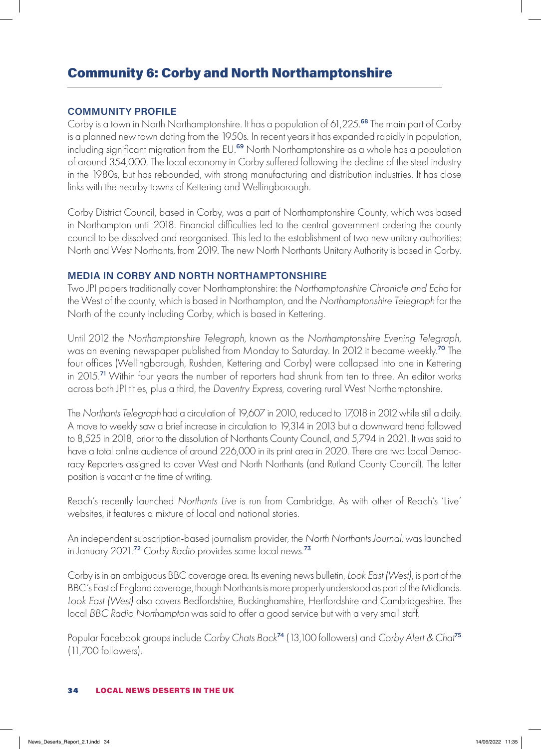## Community 6: Corby and North Northamptonshire

### COMMUNITY PROFILE

Corby is a town in North Northamptonshire. It has a population of 61,225.[68] The main part of Corby is a planned new town dating from the 1950s. In recent years it has expanded rapidly in population, including significant migration from the EU.[69] North Northamptonshire as a whole has a population of around 354,000. The local economy in Corby suffered following the decline of the steel industry in the 1980s, but has rebounded, with strong manufacturing and distribution industries. It has close links with the nearby towns of Kettering and Wellingborough.

Corby District Council, based in Corby, was a part of Northamptonshire County, which was based in Northampton until 2018. Financial difficulties led to the central government ordering the county council to be dissolved and reorganised. This led to the establishment of two new unitary authorities: North and West Northants, from 2019. The new North Northants Unitary Authority is based in Corby.

### MEDIA IN CORBY AND NORTH NORTHAMPTONSHIRE

Two JPI papers traditionally cover Northamptonshire: the *Northamptonshire Chronicle and Echo* for the West of the county, which is based in Northampton, and the *Northamptonshire Telegraph* for the North of the county including Corby, which is based in Kettering.

Until 2012 the *Northamptonshire Telegraph*, known as the *Northamptonshire Evening Telegraph*, was an evening newspaper published from Monday to Saturday. In 2012 it became weekly.[70] The four offices (Wellingborough, Rushden, Kettering and Corby) were collapsed into one in Kettering in 2015.[71] Within four years the number of reporters had shrunk from ten to three. An editor works across both JPI titles, plus a third, the *Daventry Express*, covering rural West Northamptonshire.

The *Northants Telegraph* had a circulation of 19,607 in 2010, reduced to 17,018 in 2012 while still a daily. A move to weekly saw a brief increase in circulation to 19,314 in 2013 but a downward trend followed to 8,525 in 2018, prior to the dissolution of Northants County Council, and 5,794 in 2021. It was said to have a total online audience of around 226,000 in its print area in 2020. There are two Local Democracy Reporters assigned to cover West and North Northants (and Rutland County Council). The latter position is vacant at the time of writing.

Reach's recently launched *Northants Live* is run from Cambridge. As with other of Reach's 'Live' websites, it features a mixture of local and national stories.

An independent subscription-based journalism provider, the *North Northants Journal*, was launched in January 2021.[72] *Corby Radio* provides some local news.[73]

Corby is in an ambiguous BBC coverage area. Its evening news bulletin, *Look East (West)*, is part of the BBC's East of England coverage, though Northants is more properly understood as part of the Midlands. *Look East (West)* also covers Bedfordshire, Buckinghamshire, Hertfordshire and Cambridgeshire. The local *BBC Radio Northampton* was said to offer a good service but with a very small staff.

Popular Facebook groups include *Corby Chats Back*[74] (13,100 followers) and *Corby Alert & Chat*[75] (11,700 followers).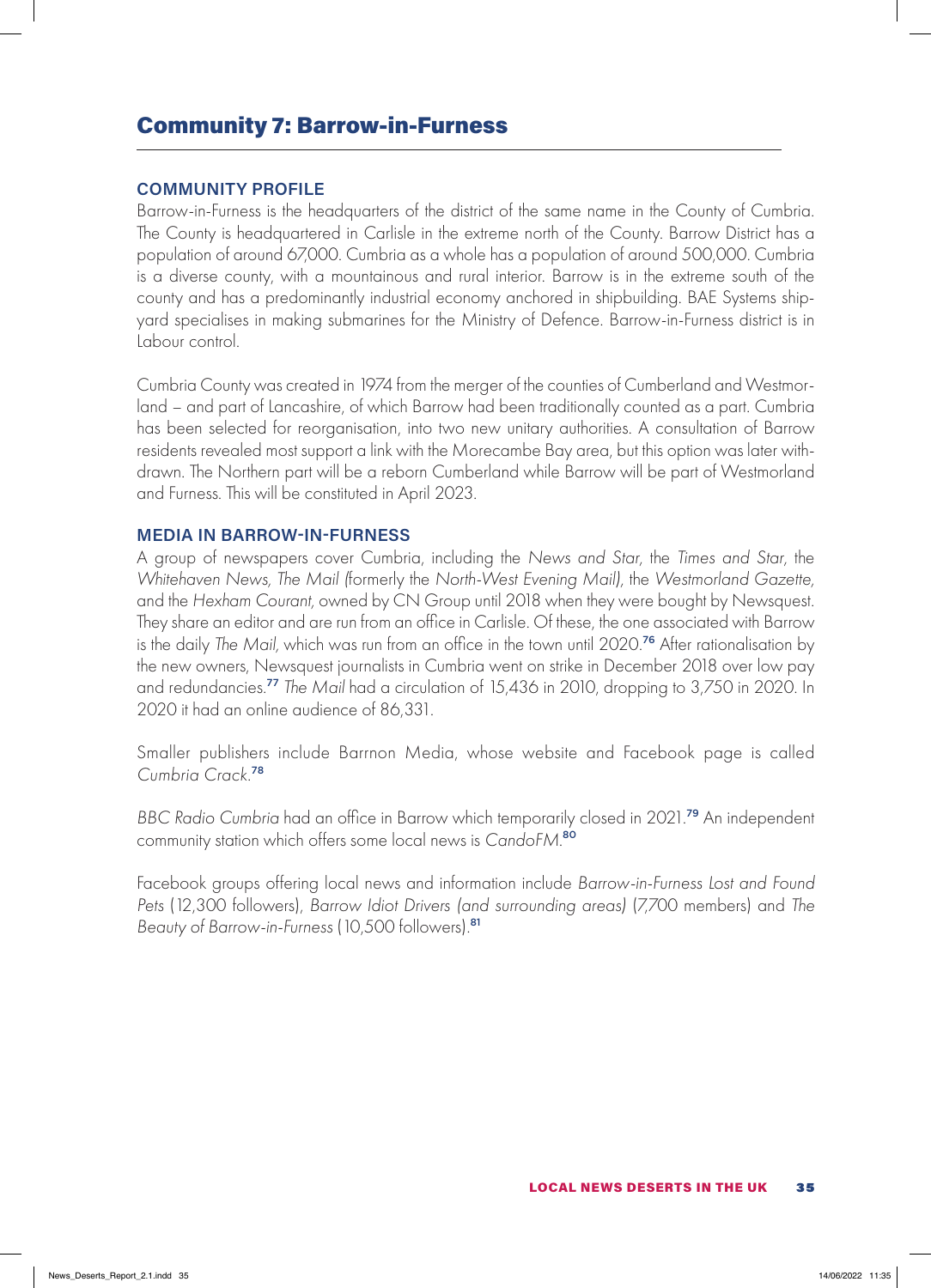## Community 7: Barrow-in-Furness

### COMMUNITY PROFILE

Barrow-in-Furness is the headquarters of the district of the same name in the County of Cumbria. The County is headquartered in Carlisle in the extreme north of the County. Barrow District has a population of around 67,000. Cumbria as a whole has a population of around 500,000. Cumbria is a diverse county, with a mountainous and rural interior. Barrow is in the extreme south of the county and has a predominantly industrial economy anchored in shipbuilding. BAE Systems shipyard specialises in making submarines for the Ministry of Defence. Barrow-in-Furness district is in Labour control.

Cumbria County was created in 1974 from the merger of the counties of Cumberland and Westmorland – and part of Lancashire, of which Barrow had been traditionally counted as a part. Cumbria has been selected for reorganisation, into two new unitary authorities. A consultation of Barrow residents revealed most support a link with the Morecambe Bay area, but this option was later withdrawn. The Northern part will be a reborn Cumberland while Barrow will be part of Westmorland and Furness. This will be constituted in April 2023.

### MEDIA IN BARROW-IN-FURNESS

A group of newspapers cover Cumbria, including the *News and Star*, the *Times and Star*, the *Whitehaven News*, *The Mail* (formerly the *North-West Evening Mail*), the *Westmorland Gazette*, and the *Hexham Courant*, owned by CN Group until 2018 when they were bought by Newsquest. They share an editor and are run from an office in Carlisle. Of these, the one associated with Barrow is the daily *The Mail*, which was run from an office in the town until 2020.[76] After rationalisation by the new owners, Newsquest journalists in Cumbria went on strike in December 2018 over low pay and redundancies.[77] *The Mail* had a circulation of 15,436 in 2010, dropping to 3,750 in 2020. In 2020 it had an online audience of 86,331.

Smaller publishers include Barrnon Media, whose website and Facebook page is called *Cumbria Crack*.[78]

*BBC Radio Cumbria* had an office in Barrow which temporarily closed in 2021.[79] An independent community station which offers some local news is *CandoFM*.[80]

Facebook groups offering local news and information include *Barrow-in-Furness Lost and Found Pets* (12,300 followers), *Barrow Idiot Drivers (and surrounding areas)* (7,700 members) and *The Beauty of Barrow-in-Furness* (10,500 followers).[81]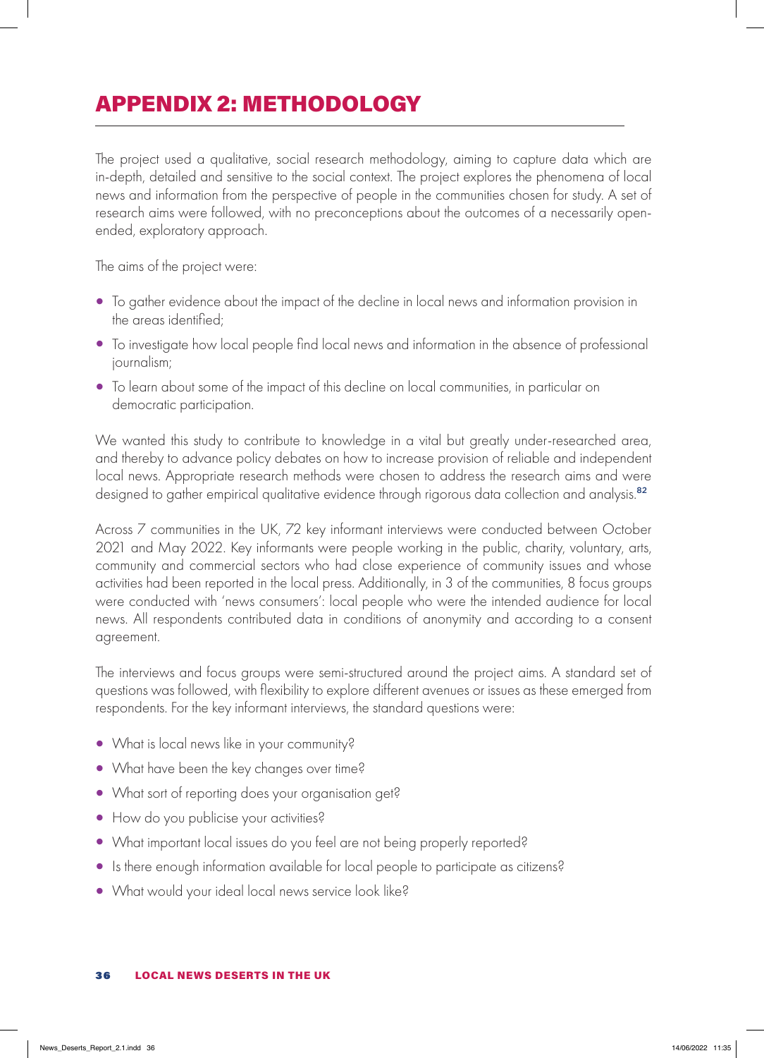# APPENDIX 2: METHODOLOGY

The project used a qualitative, social research methodology, aiming to capture data which are in-depth, detailed and sensitive to the social context. The project explores the phenomena of local news and information from the perspective of people in the communities chosen for study. A set of research aims were followed, with no preconceptions about the outcomes of a necessarily open-ended, exploratory approach.

The aims of the project were:

- To gather evidence about the impact of the decline in local news and information provision in the areas identified;
- To investigate how local people find local news and information in the absence of professional journalism;
- To learn about some of the impact of this decline on local communities, in particular on democratic participation.

We wanted this study to contribute to knowledge in a vital but greatly under-researched area, and thereby to advance policy debates on how to increase provision of reliable and independent local news. Appropriate research methods were chosen to address the research aims and were designed to gather empirical qualitative evidence through rigorous data collection and analysis.[82]

Across 7 communities in the UK, 72 key informant interviews were conducted between October 2021 and May 2022. Key informants were people working in the public, charity, voluntary, arts, community and commercial sectors who had close experience of community issues and whose activities had been reported in the local press. Additionally, in 3 of the communities, 8 focus groups were conducted with 'news consumers': local people who were the intended audience for local news. All respondents contributed data in conditions of anonymity and according to a consent agreement.

The interviews and focus groups were semi-structured around the project aims. A standard set of questions was followed, with flexibility to explore different avenues or issues as these emerged from respondents. For the key informant interviews, the standard questions were:

- What is local news like in your community?
- What have been the key changes over time?
- What sort of reporting does your organisation get?
- How do you publicise your activities?
- What important local issues do you feel are not being properly reported?
- Is there enough information available for local people to participate as citizens?
- What would your ideal local news service look like?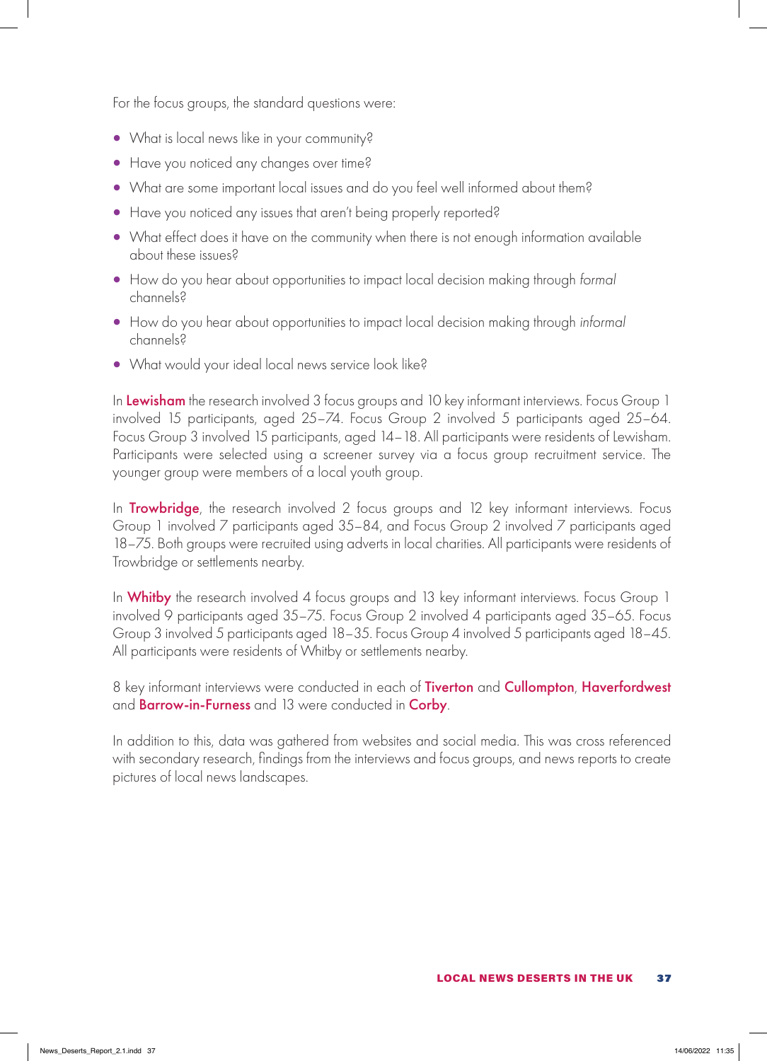For the focus groups, the standard questions were:

- What is local news like in your community?
- Have you noticed any changes over time?
- What are some important local issues and do you feel well informed about them?
- Have you noticed any issues that aren't being properly reported?
- What effect does it have on the community when there is not enough information available about these issues?
- How do you hear about opportunities to impact local decision making through *formal* channels?
- How do you hear about opportunities to impact local decision making through *informal* channels?
- What would your ideal local news service look like?

In **Lewisham** the research involved 3 focus groups and 10 key informant interviews. Focus Group 1 involved 15 participants, aged 25–74. Focus Group 2 involved 5 participants aged 25–64. Focus Group 3 involved 15 participants, aged 14–18. All participants were residents of Lewisham. Participants were selected using a screener survey via a focus group recruitment service. The younger group were members of a local youth group.

In **Trowbridge**, the research involved 2 focus groups and 12 key informant interviews. Focus Group 1 involved 7 participants aged 35–84, and Focus Group 2 involved 7 participants aged 18–75. Both groups were recruited using adverts in local charities. All participants were residents of Trowbridge or settlements nearby.

In **Whitby** the research involved 4 focus groups and 13 key informant interviews. Focus Group 1 involved 9 participants aged 35–75. Focus Group 2 involved 4 participants aged 35–65. Focus Group 3 involved 5 participants aged 18–35. Focus Group 4 involved 5 participants aged 18–45. All participants were residents of Whitby or settlements nearby.

8 key informant interviews were conducted in each of **Tiverton** and **Cullompton**, **Haverfordwest** and **Barrow-in-Furness** and 13 were conducted in **Corby**.

In addition to this, data was gathered from websites and social media. This was cross referenced with secondary research, findings from the interviews and focus groups, and news reports to create pictures of local news landscapes.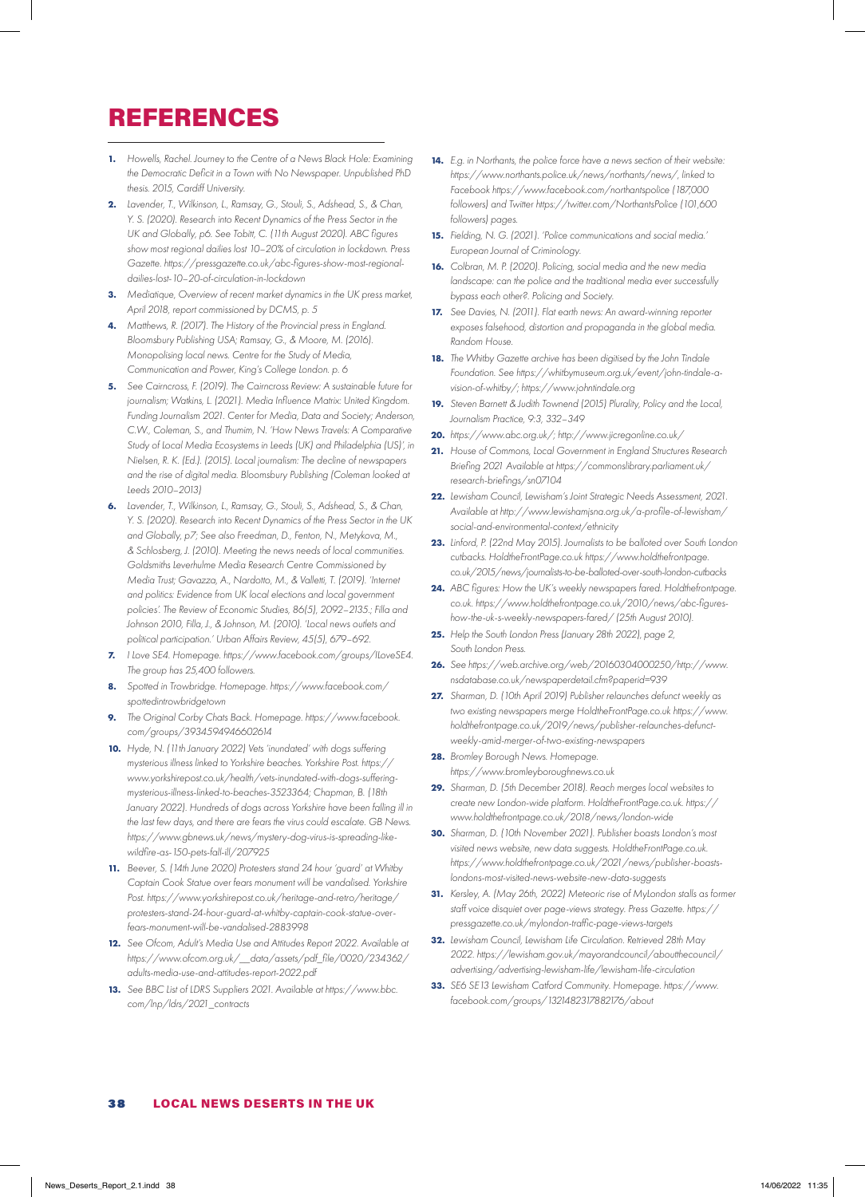# REFERENCES

1. *Howells, Rachel. Journey to the Centre of a News Black Hole: Examining the Democratic Deficit in a Town with No Newspaper. Unpublished PhD thesis. 2015, Cardiff University.*
2. *Lavender, T., Wilkinson, L., Ramsay, G., Stouli, S., Adshead, S., & Chan, Y. S. (2020). Research into Recent Dynamics of the Press Sector in the UK and Globally, p6. See Tobitt, C. (11th August 2020). ABC figures show most regional dailies lost 10–20% of circulation in lockdown. Press Gazette. https://pressgazette.co.uk/abc-figures-show-most-regional-dailies-lost-10–20-of-circulation-in-lockdown*
3. *Mediatique, Overview of recent market dynamics in the UK press market, April 2018, report commissioned by DCMS, p. 5*
4. *Matthews, R. (2017). The History of the Provincial press in England. Bloomsbury Publishing USA; Ramsay, G., & Moore, M. (2016). Monopolising local news. Centre for the Study of Media, Communication and Power, King's College London. p. 6*
5. *See Cairncross, F. (2019). The Cairncross Review: A sustainable future for journalism; Watkins, L. (2021). Media Influence Matrix: United Kingdom. Funding Journalism 2021. Center for Media, Data and Society; Anderson, C.W., Coleman, S., and Thumim, N. 'How News Travels: A Comparative Study of Local Media Ecosystems in Leeds (UK) and Philadelphia (US)', in Nielsen, R. K. (Ed.). (2015). Local journalism: The decline of newspapers and the rise of digital media. Bloomsbury Publishing (Coleman looked at Leeds 2010–2013)*
6. *Lavender, T., Wilkinson, L., Ramsay, G., Stouli, S., Adshead, S., & Chan, Y. S. (2020). Research into Recent Dynamics of the Press Sector in the UK and Globally, p7; See also Freedman, D., Fenton, N., Metykova, M., & Schlosberg, J. (2010). Meeting the news needs of local communities. Goldsmiths Leverhulme Media Research Centre Commissioned by Media Trust; Gavazza, A., Nardotto, M., & Valletti, T. (2019). 'Internet and politics: Evidence from UK local elections and local government policies'. The Review of Economic Studies, 86(5), 2092–2135.; Filla and Johnson 2010, Filla, J., & Johnson, M. (2010). 'Local news outlets and political participation.' Urban Affairs Review, 45(5), 679–692.*
7. *I Love SE4. Homepage. https://www.facebook.com/groups/ILoveSE4. The group has 25,400 followers.*
8. *Spotted in Trowbridge. Homepage. https://www.facebook.com/spottedintrowbridgetown*
9. *The Original Corby Chats Back. Homepage. https://www.facebook.com/groups/393459494660261­4*
10. *Hyde, N. (11th January 2022) Vets 'inundated' with dogs suffering mysterious illness linked to Yorkshire beaches. Yorkshire Post. https://www.yorkshirepost.co.uk/health/vets-inundated-with-dogs-suffering-mysterious-illness-linked-to-beaches-3523364; Chapman, B. (18th January 2022). Hundreds of dogs across Yorkshire have been falling ill in the last few days, and there are fears the virus could escalate. GB News. https://www.gbnews.uk/news/mystery-dog-virus-is-spreading-like-wildfire-as-150-pets-fall-ill/207925*
11. *Beever, S. (14th June 2020) Protesters stand 24 hour 'guard' at Whitby Captain Cook Statue over fears monument will be vandalised. Yorkshire Post. https://www.yorkshirepost.co.uk/heritage-and-retro/heritage/protesters-stand-24-hour-guard-at-whitby-captain-cook-statue-over-fears-monument-will-be-vandalised-2883998*
12. *See Ofcom, Adult's Media Use and Attitudes Report 2022. Available at https://www.ofcom.org.uk/__data/assets/pdf_file/0020/234362/adults-media-use-and-attitudes-report-2022.pdf*
13. *See BBC List of LDRS Suppliers 2021. Available at https://www.bbc.com/lnp/ldrs/2021_contracts*
14. *E.g. in Northants, the police force have a news section of their website: https://www.northants.police.uk/news/northants/news/, linked to Facebook https://www.facebook.com/northantspolice (187,000 followers) and Twitter https://twitter.com/NorthantsPolice (101,600 followers) pages.*
15. *Fielding, N. G. (2021). 'Police communications and social media.' European Journal of Criminology.*
16. *Colbran, M. P. (2020). Policing, social media and the new media landscape: can the police and the traditional media ever successfully bypass each other?. Policing and Society.*
17. *See Davies, N. (2011). Flat earth news: An award-winning reporter exposes falsehood, distortion and propaganda in the global media. Random House.*
18. *The Whitby Gazette archive has been digitised by the John Tindale Foundation. See https://whitbymuseum.org.uk/event/john-tindale-a-vision-of-whitby/; https://www.johntindale.org*
19. *Steven Barnett & Judith Townend (2015) Plurality, Policy and the Local, Journalism Practice, 9:3, 332–349*
20. *https://www.abc.org.uk/; http://www.jicregonline.co.uk/*
21. *House of Commons, Local Government in England Structures Research Briefing 2021 Available at https://commonslibrary.parliament.uk/research-briefings/sn07104*
22. *Lewisham Council, Lewisham's Joint Strategic Needs Assessment, 2021. Available at http://www.lewishamjsna.org.uk/a-profile-of-lewisham/social-and-environmental-context/ethnicity*
23. *Linford, P. (22nd May 2015). Journalists to be balloted over South London cutbacks. HoldtheFrontPage.co.uk https://www.holdthefrontpage.co.uk/2015/news/journalists-to-be-balloted-over-south-london-cutbacks*
24. *ABC figures: How the UK's weekly newspapers fared. Holdthefrontpage.co.uk. https://www.holdthefrontpage.co.uk/2010/news/abc-figures-how-the-uk-s-weekly-newspapers-fared/ (25th August 2010).*
25. *Help the South London Press (January 28th 2022), page 2, South London Press.*
26. *See https://web.archive.org/web/20160304000250/http://www.nsdatabase.co.uk/newspaperdetail.cfm?paperid=939*
27. *Sharman, D. (10th April 2019) Publisher relaunches defunct weekly as two existing newspapers merge HoldtheFrontPage.co.uk https://www.holdthefrontpage.co.uk/2019/news/publisher-relaunches-defunct-weekly-amid-merger-of-two-existing-newspapers*
28. *Bromley Borough News. Homepage. https://www.bromleyboroughnews.co.uk*
29. *Sharman, D. (5th December 2018). Reach merges local websites to create new London-wide platform. HoldtheFrontPage.co.uk. https://www.holdthefrontpage.co.uk/2018/news/london-wide*
30. *Sharman, D. (10th November 2021). Publisher boasts London's most visited news website, new data suggests. HoldtheFrontPage.co.uk. https://www.holdthefrontpage.co.uk/2021/news/publisher-boasts-londons-most-visited-news-website-new-data-suggests*
31. *Kersley, A. (May 26th, 2022) Meteoric rise of MyLondon stalls as former staff voice disquiet over page-views strategy. Press Gazette. https://pressgazette.co.uk/mylondon-traffic-page-views-targets*
32. *Lewisham Council, Lewisham Life Circulation. Retrieved 28th May 2022. https://lewisham.gov.uk/mayorandcouncil/aboutthecouncil/advertising/advertising-lewisham-life/lewisham-life-circulation*
33. *SE6 SE13 Lewisham Catford Community. Homepage. https://www.facebook.com/groups/1321482317882176/about*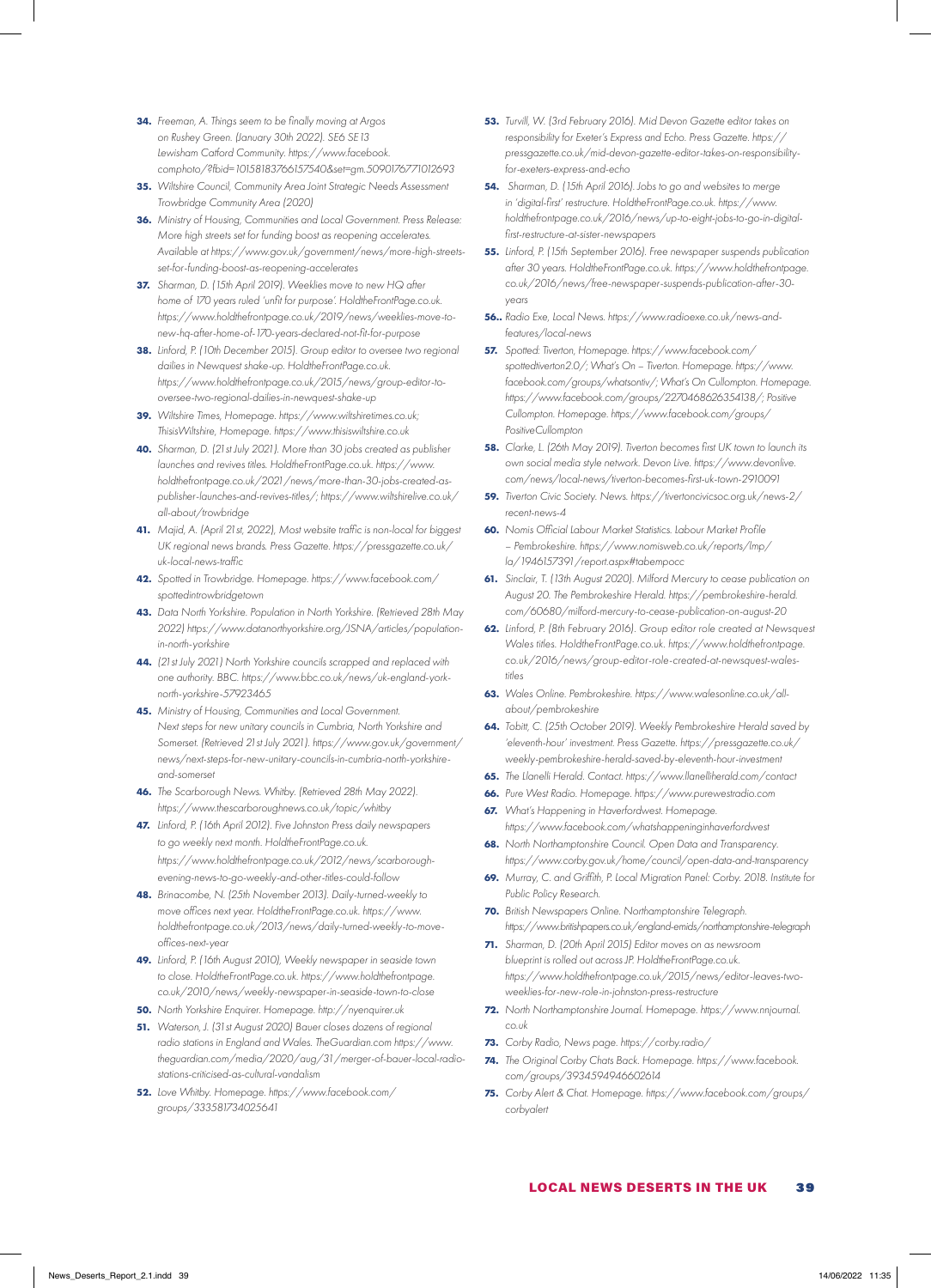34. Freeman, A. Things seem to be finally moving at Argos on Rushey Green. (January 30th 2022). SE6 SE13 Lewisham Catford Community. https://www.facebook.comphoto/?fbid=10158183766157540&set=gm.5090176771012693
35. Wiltshire Council, Community Area Joint Strategic Needs Assessment Trowbridge Community Area (2020)
36. Ministry of Housing, Communities and Local Government. Press Release: More high streets set for funding boost as reopening accelerates. Available at https://www.gov.uk/government/news/more-high-streets-set-for-funding-boost-as-reopening-accelerates
37. Sharman, D. (15th April 2019). Weeklies move to new HQ after home of 170 years ruled 'unfit for purpose'. HoldtheFrontPage.co.uk. https://www.holdthefrontpage.co.uk/2019/news/weeklies-move-to-new-hq-after-home-of-170-years-declared-not-fit-for-purpose
38. Linford, P. (10th December 2015). Group editor to oversee two regional dailies in Newquest shake-up. HoldtheFrontPage.co.uk. https://www.holdthefrontpage.co.uk/2015/news/group-editor-to-oversee-two-regional-dailies-in-newquest-shake-up
39. Wiltshire Times, Homepage. https://www.wiltshiretimes.co.uk; ThisisWiltshire, Homepage. https://www.thisiswiltshire.co.uk
40. Sharman, D. (21st July 2021). More than 30 jobs created as publisher launches and revives titles. HoldtheFrontPage.co.uk. https://www.holdthefrontpage.co.uk/2021/news/more-than-30-jobs-created-as-publisher-launches-and-revives-titles/; https://www.wiltshirelive.co.uk/all-about/trowbridge
41. Majid, A. (April 21st, 2022), Most website traffic is non-local for biggest UK regional news brands. Press Gazette. https://pressgazette.co.uk/uk-local-news-traffic
42. Spotted in Trowbridge. Homepage. https://www.facebook.com/spottedintrowbridgetown
43. Data North Yorkshire. Population in North Yorkshire. (Retrieved 28th May 2022) https://www.datanorthyorkshire.org/JSNA/articles/population-in-north-yorkshire
44. (21st July 2021) North Yorkshire councils scrapped and replaced with one authority. BBC. https://www.bbc.co.uk/news/uk-england-york-north-yorkshire-57923465
45. Ministry of Housing, Communities and Local Government. Next steps for new unitary councils in Cumbria, North Yorkshire and Somerset. (Retrieved 21st July 2021). https://www.gov.uk/government/news/next-steps-for-new-unitary-councils-in-cumbria-north-yorkshire-and-somerset
46. The Scarborough News. Whitby. (Retrieved 28th May 2022). https://www.thescarboroughnews.co.uk/topic/whitby
47. Linford, P. (16th April 2012). Five Johnston Press daily newspapers to go weekly next month. HoldtheFrontPage.co.uk. https://www.holdthefrontpage.co.uk/2012/news/scarborough-evening-news-to-go-weekly-and-other-titles-could-follow
48. Brinacombe, N. (25th November 2013). Daily-turned-weekly to move offices next year. HoldtheFrontPage.co.uk. https://www.holdthefrontpage.co.uk/2013/news/daily-turned-weekly-to-move-offices-next-year
49. Linford, P. (16th August 2010), Weekly newspaper in seaside town to close. HoldtheFrontPage.co.uk. https://www.holdthefrontpage.co.uk/2010/news/weekly-newspaper-in-seaside-town-to-close
50. North Yorkshire Enquirer. Homepage. http://nyenquirer.uk
51. Waterson, J. (31st August 2020) Bauer closes dozens of regional radio stations in England and Wales. TheGuardian.com https://www.theguardian.com/media/2020/aug/31/merger-of-bauer-local-radio-stations-criticised-as-cultural-vandalism
52. Love Whitby. Homepage. https://www.facebook.com/groups/333581734025641
53. Turvill, W. (3rd February 2016). Mid Devon Gazette editor takes on responsibility for Exeter's Express and Echo. Press Gazette. https://pressgazette.co.uk/mid-devon-gazette-editor-takes-on-responsibility-for-exeters-express-and-echo
54. Sharman, D. (15th April 2016). Jobs to go and websites to merge in 'digital-first' restructure. HoldtheFrontPage.co.uk. https://www.holdthefrontpage.co.uk/2016/news/up-to-eight-jobs-to-go-in-digital-first-restructure-at-sister-newspapers
55. Linford, P. (15th September 2016). Free newspaper suspends publication after 30 years. HoldtheFrontPage.co.uk. https://www.holdthefrontpage.co.uk/2016/news/free-newspaper-suspends-publication-after-30-years
56. Radio Exe, Local News. https://www.radioexe.co.uk/news-and-features/local-news
57. Spotted: Tiverton, Homepage. https://www.facebook.com/spottedtiverton2.0/; What's On – Tiverton. Homepage. https://www.facebook.com/groups/whatsontiv/; What's On Cullompton. Homepage. https://www.facebook.com/groups/2270468626354138/; Positive Cullompton. Homepage. https://www.facebook.com/groups/PositiveCullompton
58. Clarke, L. (26th May 2019). Tiverton becomes first UK town to launch its own social media style network. Devon Live. https://www.devonlive.com/news/local-news/tiverton-becomes-first-uk-town-2910091
59. Tiverton Civic Society. News. https://tivertoncivicsoc.org.uk/news-2/recent-news-4
60. Nomis Official Labour Market Statistics. Labour Market Profile – Pembrokeshire. https://www.nomisweb.co.uk/reports/lmp/la/1946157391/report.aspx#tabempocc
61. Sinclair, T. (13th August 2020). Milford Mercury to cease publication on August 20. The Pembrokeshire Herald. https://pembrokeshire-herald.com/60680/milford-mercury-to-cease-publication-on-august-20
62. Linford, P. (8th February 2016). Group editor role created at Newsquest Wales titles. HoldtheFrontPage.co.uk. https://www.holdthefrontpage.co.uk/2016/news/group-editor-role-created-at-newsquest-wales-titles
63. Wales Online. Pembrokeshire. https://www.walesonline.co.uk/all-about/pembrokeshire
64. Tobitt, C. (25th October 2019). Weekly Pembrokeshire Herald saved by 'eleventh-hour' investment. Press Gazette. https://pressgazette.co.uk/weekly-pembrokeshire-herald-saved-by-eleventh-hour-investment
65. The Llanelli Herald. Contact. https://www.llanelliherald.com/contact
66. Pure West Radio. Homepage. https://www.purewestradio.com
67. What's Happening in Haverfordwest. Homepage. https://www.facebook.com/whatshappeninginhaverfordwest
68. North Northamptonshire Council. Open Data and Transparency. https://www.corby.gov.uk/home/council/open-data-and-transparency
69. Murray, C. and Griffith, P. Local Migration Panel: Corby. 2018. Institute for Public Policy Research.
70. British Newspapers Online. Northamptonshire Telegraph. https://www.britishpapers.co.uk/england-emids/northamptonshire-telegraph
71. Sharman, D. (20th April 2015) Editor moves on as newsroom blueprint is rolled out across JP. HoldtheFrontPage.co.uk. https://www.holdthefrontpage.co.uk/2015/news/editor-leaves-two-weeklies-for-new-role-in-johnston-press-restructure
72. North Northamptonshire Journal. Homepage. https://www.nnjournal.co.uk
73. Corby Radio, News page. https://corby.radio/
74. The Original Corby Chats Back. Homepage. https://www.facebook.com/groups/39345949466026 14
75. Corby Alert & Chat. Homepage. https://www.facebook.com/groups/corbyalert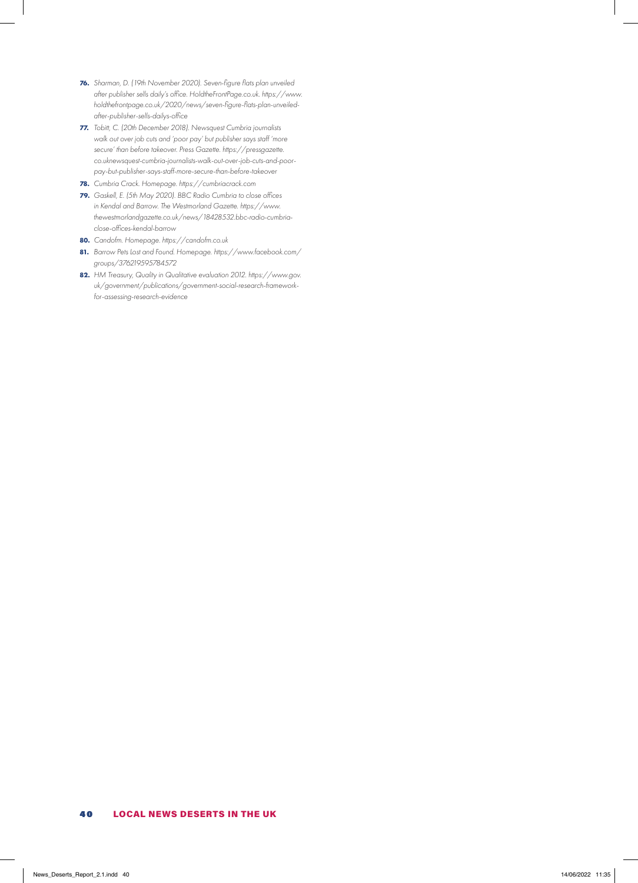76. *Sharman, D. (19th November 2020). Seven-figure flats plan unveiled after publisher sells daily's office. HoldtheFrontPage.co.uk. https://www.holdthefrontpage.co.uk/2020/news/seven-figure-flats-plan-unveiled-after-publisher-sells-dailys-office*
77. *Tobitt, C. (20th December 2018). Newsquest Cumbria journalists walk out over job cuts and 'poor pay' but publisher says staff 'more secure' than before takeover. Press Gazette. https://pressgazette.co.uknewsquest-cumbria-journalists-walk-out-over-job-cuts-and-poor-pay-but-publisher-says-staff-more-secure-than-before-takeover*
78. *Cumbria Crack. Homepage. https://cumbriacrack.com*
79. *Gaskell, E. (5th May 2020). BBC Radio Cumbria to close offices in Kendal and Barrow. The Westmorland Gazette. https://www.thewestmorlandgazette.co.uk/news/18428532.bbc-radio-cumbria-close-offices-kendal-barrow*
80. *Candofm. Homepage. https://candofm.co.uk*
81. *Barrow Pets Lost and Found. Homepage. https://www.facebook.com/groups/376219595784572*
82. *HM Treasury, Quality in Qualitative evaluation 2012. https://www.gov.uk/government/publications/government-social-research-framework-for-assessing-research-evidence*